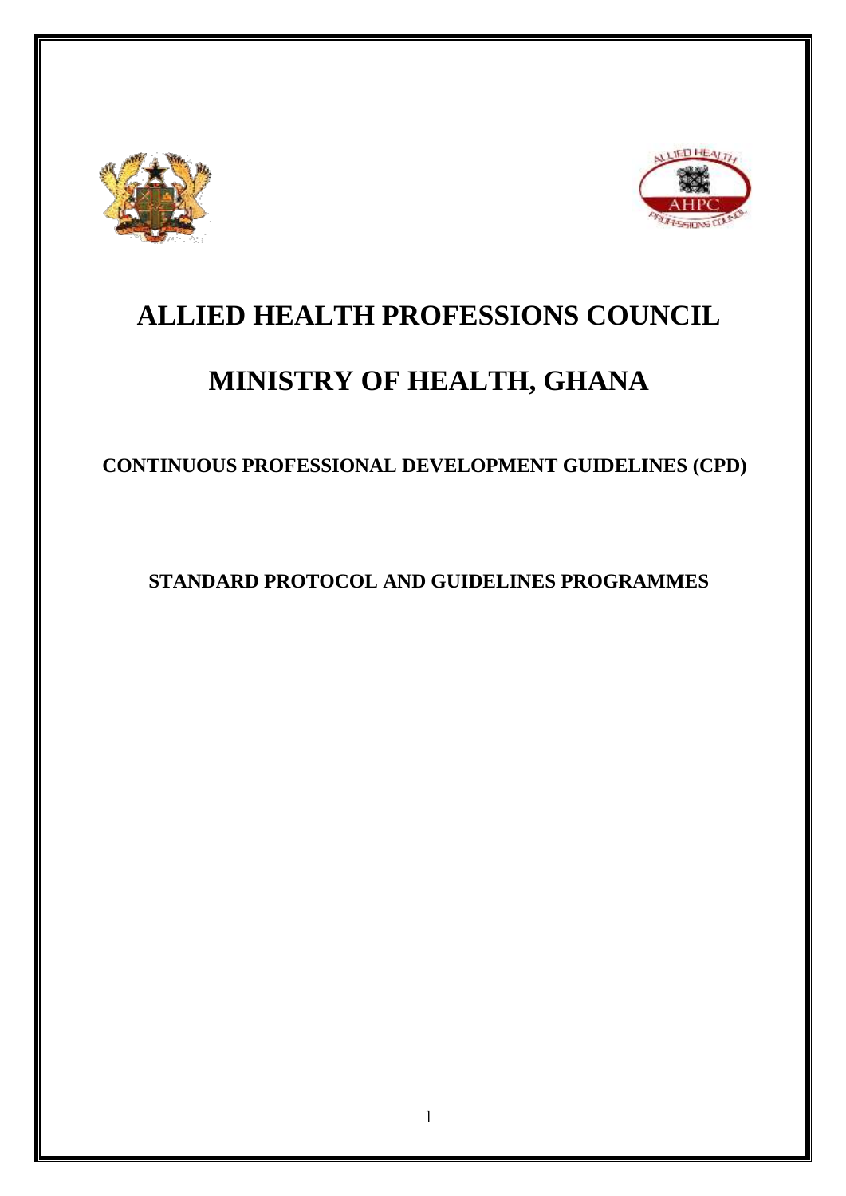# ALLIED HEALTH PROFESSIONS COUNCIL

# MINISTRY OF HEALTH, GHANA

## CONTINUOUS PROFESSIONAL DEVELOPMENT GUIDELINES (CPD)

## STANDARD PROTOCOL AND GUIDELINES PROGRAMMES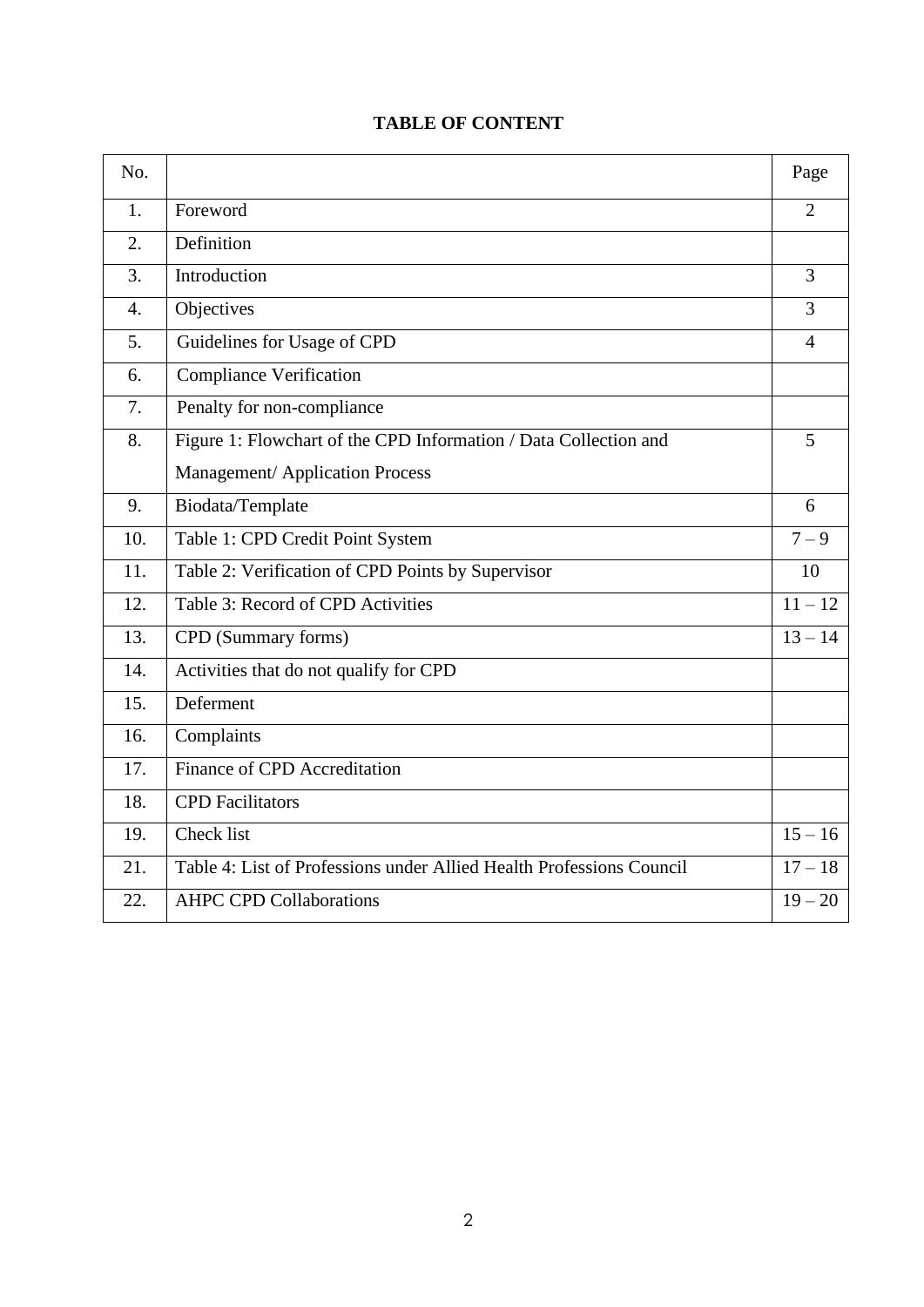# TABLE OF CONTENT

| No. | | Page |
|---|---|---|
| 1. | Foreword | 2 |
| 2. | Definition | |
| 3. | Introduction | 3 |
| 4. | Objectives | 3 |
| 5. | Guidelines for Usage of CPD | 4 |
| 6. | Compliance Verification | |
| 7. | Penalty for non-compliance | |
| 8. | Figure 1: Flowchart of the CPD Information / Data Collection and Management/ Application Process | 5 |
| 9. | Biodata/Template | 6 |
| 10. | Table 1: CPD Credit Point System | 7 – 9 |
| 11. | Table 2: Verification of CPD Points by Supervisor | 10 |
| 12. | Table 3: Record of CPD Activities | 11 – 12 |
| 13. | CPD (Summary forms) | 13 – 14 |
| 14. | Activities that do not qualify for CPD | |
| 15. | Deferment | |
| 16. | Complaints | |
| 17. | Finance of CPD Accreditation | |
| 18. | CPD Facilitators | |
| 19. | Check list | 15 – 16 |
| 21. | Table 4: List of Professions under Allied Health Professions Council | 17 – 18 |
| 22. | AHPC CPD Collaborations | 19 – 20 |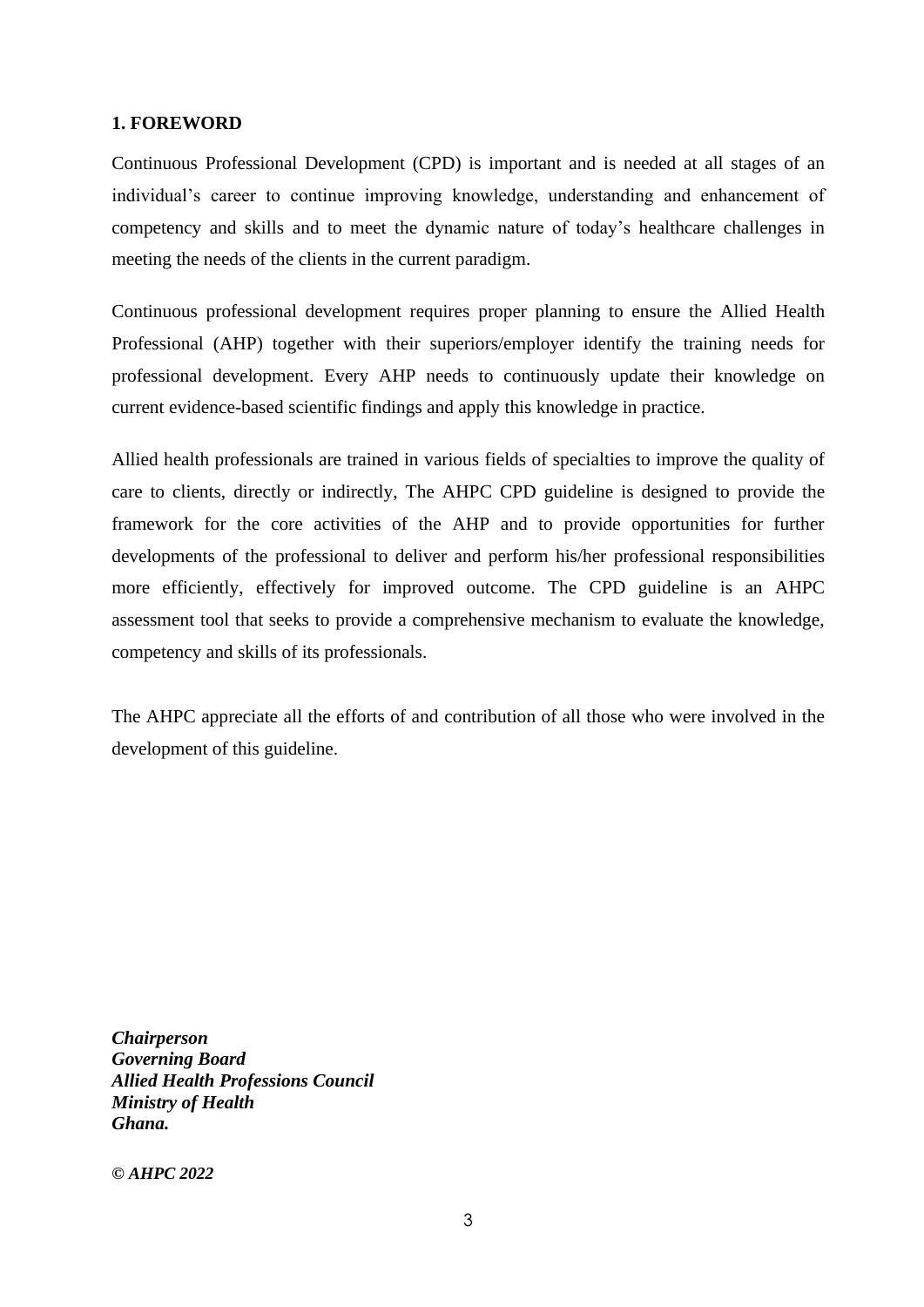## 1. FOREWORD

Continuous Professional Development (CPD) is important and is needed at all stages of an individual's career to continue improving knowledge, understanding and enhancement of competency and skills and to meet the dynamic nature of today's healthcare challenges in meeting the needs of the clients in the current paradigm.

Continuous professional development requires proper planning to ensure the Allied Health Professional (AHP) together with their superiors/employer identify the training needs for professional development. Every AHP needs to continuously update their knowledge on current evidence-based scientific findings and apply this knowledge in practice.

Allied health professionals are trained in various fields of specialties to improve the quality of care to clients, directly or indirectly, The AHPC CPD guideline is designed to provide the framework for the core activities of the AHP and to provide opportunities for further developments of the professional to deliver and perform his/her professional responsibilities more efficiently, effectively for improved outcome. The CPD guideline is an AHPC assessment tool that seeks to provide a comprehensive mechanism to evaluate the knowledge, competency and skills of its professionals.

The AHPC appreciate all the efforts of and contribution of all those who were involved in the development of this guideline.

***Chairperson***
***Governing Board***
***Allied Health Professions Council***
***Ministry of Health***
***Ghana.***

***© AHPC 2022***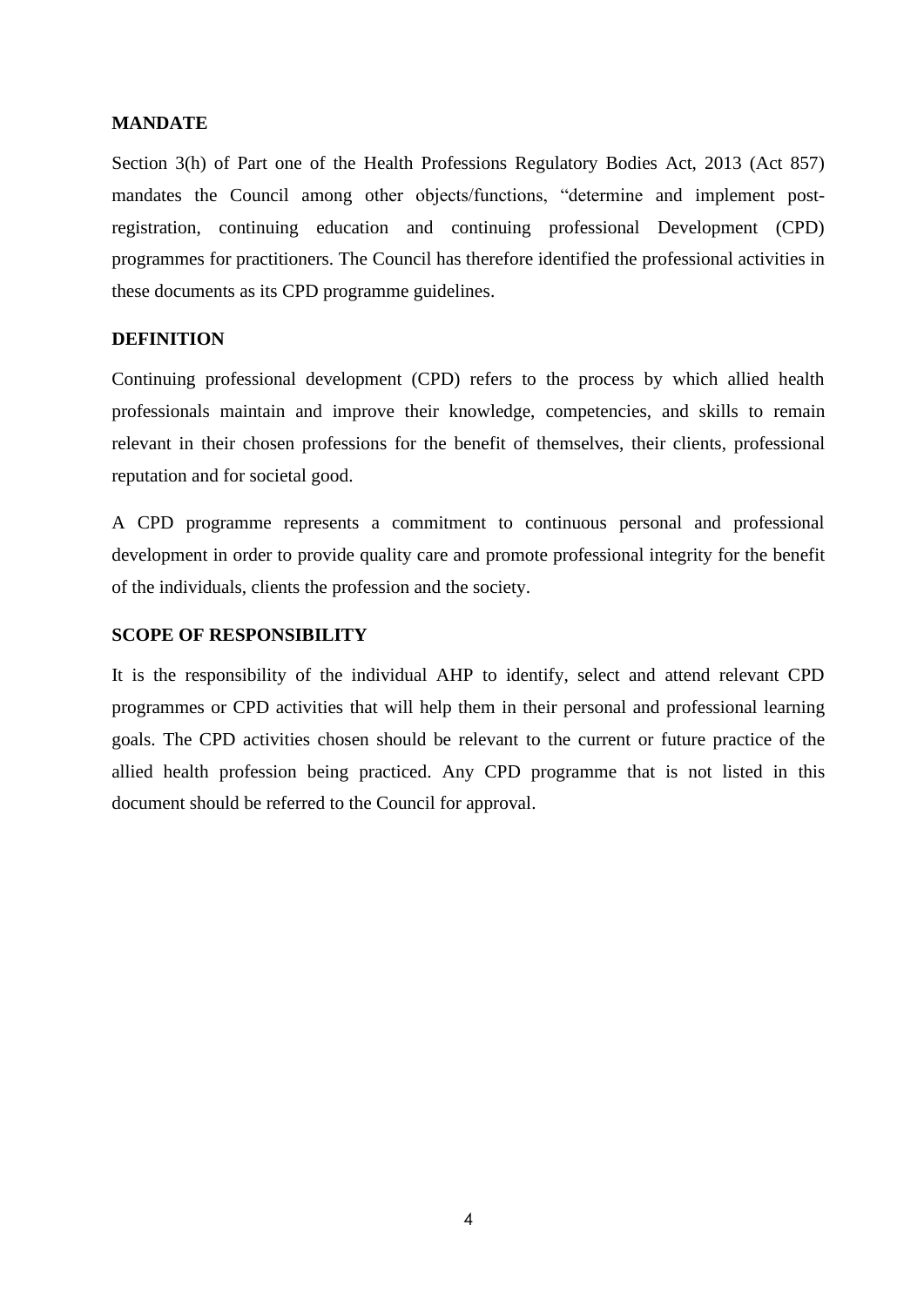## MANDATE

Section 3(h) of Part one of the Health Professions Regulatory Bodies Act, 2013 (Act 857) mandates the Council among other objects/functions, "determine and implement post-registration, continuing education and continuing professional Development (CPD) programmes for practitioners. The Council has therefore identified the professional activities in these documents as its CPD programme guidelines.

## DEFINITION

Continuing professional development (CPD) refers to the process by which allied health professionals maintain and improve their knowledge, competencies, and skills to remain relevant in their chosen professions for the benefit of themselves, their clients, professional reputation and for societal good.

A CPD programme represents a commitment to continuous personal and professional development in order to provide quality care and promote professional integrity for the benefit of the individuals, clients the profession and the society.

## SCOPE OF RESPONSIBILITY

It is the responsibility of the individual AHP to identify, select and attend relevant CPD programmes or CPD activities that will help them in their personal and professional learning goals. The CPD activities chosen should be relevant to the current or future practice of the allied health profession being practiced. Any CPD programme that is not listed in this document should be referred to the Council for approval.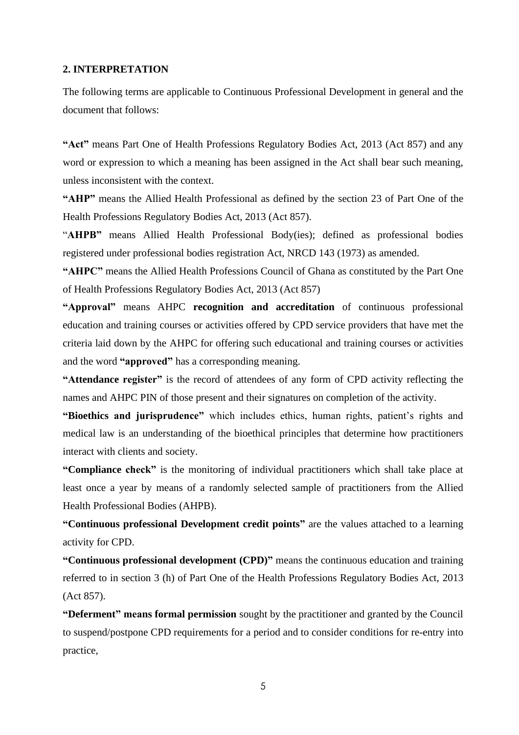## 2. INTERPRETATION

The following terms are applicable to Continuous Professional Development in general and the document that follows:

**"Act"** means Part One of Health Professions Regulatory Bodies Act, 2013 (Act 857) and any word or expression to which a meaning has been assigned in the Act shall bear such meaning, unless inconsistent with the context.

**"AHP"** means the Allied Health Professional as defined by the section 23 of Part One of the Health Professions Regulatory Bodies Act, 2013 (Act 857).

"**AHPB"** means Allied Health Professional Body(ies); defined as professional bodies registered under professional bodies registration Act, NRCD 143 (1973) as amended.

**"AHPC"** means the Allied Health Professions Council of Ghana as constituted by the Part One of Health Professions Regulatory Bodies Act, 2013 (Act 857)

**"Approval"** means AHPC **recognition and accreditation** of continuous professional education and training courses or activities offered by CPD service providers that have met the criteria laid down by the AHPC for offering such educational and training courses or activities and the word **"approved"** has a corresponding meaning.

**"Attendance register"** is the record of attendees of any form of CPD activity reflecting the names and AHPC PIN of those present and their signatures on completion of the activity.

**"Bioethics and jurisprudence"** which includes ethics, human rights, patient's rights and medical law is an understanding of the bioethical principles that determine how practitioners interact with clients and society.

**"Compliance check"** is the monitoring of individual practitioners which shall take place at least once a year by means of a randomly selected sample of practitioners from the Allied Health Professional Bodies (AHPB).

**"Continuous professional Development credit points"** are the values attached to a learning activity for CPD.

**"Continuous professional development (CPD)"** means the continuous education and training referred to in section 3 (h) of Part One of the Health Professions Regulatory Bodies Act, 2013 (Act 857).

**"Deferment" means formal permission** sought by the practitioner and granted by the Council to suspend/postpone CPD requirements for a period and to consider conditions for re-entry into practice,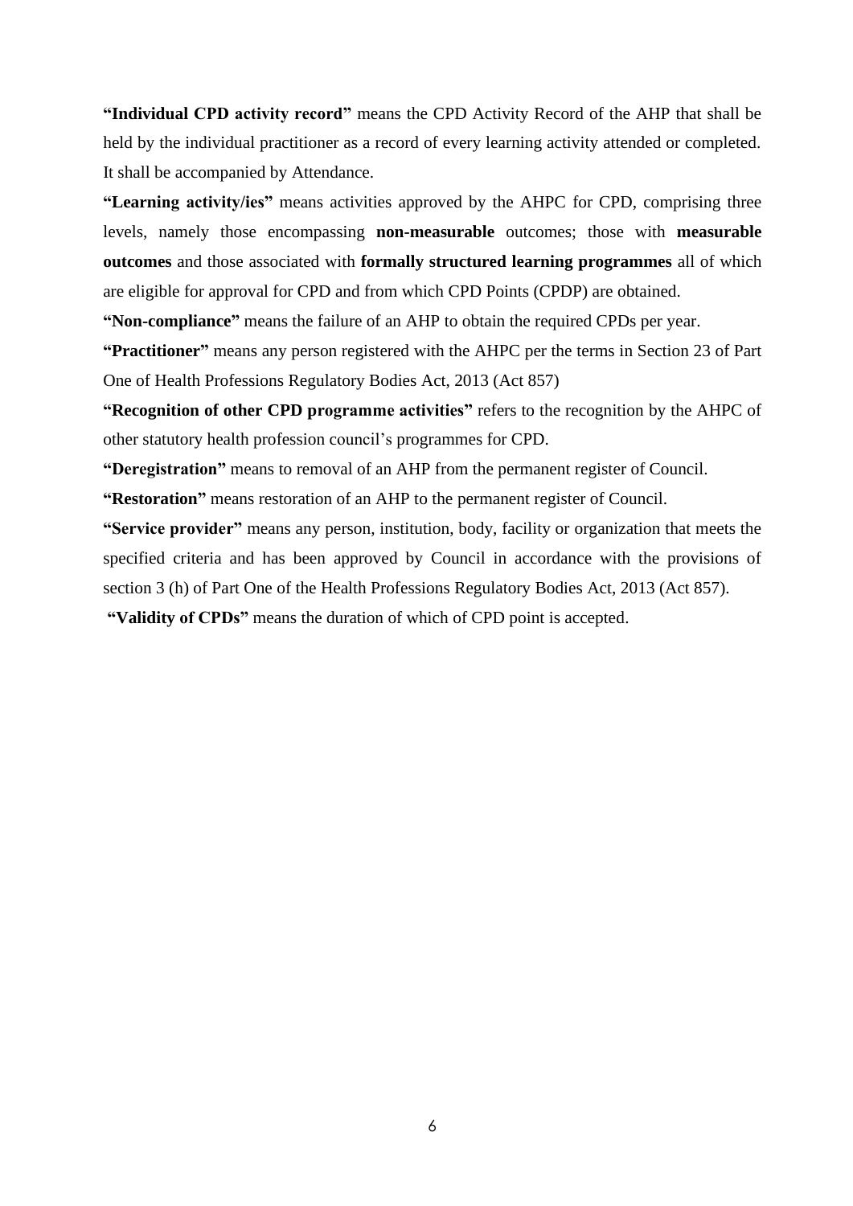**"Individual CPD activity record"** means the CPD Activity Record of the AHP that shall be held by the individual practitioner as a record of every learning activity attended or completed. It shall be accompanied by Attendance.

**"Learning activity/ies"** means activities approved by the AHPC for CPD, comprising three levels, namely those encompassing **non-measurable** outcomes; those with **measurable outcomes** and those associated with **formally structured learning programmes** all of which are eligible for approval for CPD and from which CPD Points (CPDP) are obtained.

**"Non-compliance"** means the failure of an AHP to obtain the required CPDs per year.

**"Practitioner"** means any person registered with the AHPC per the terms in Section 23 of Part One of Health Professions Regulatory Bodies Act, 2013 (Act 857)

**"Recognition of other CPD programme activities"** refers to the recognition by the AHPC of other statutory health profession council's programmes for CPD.

**"Deregistration"** means to removal of an AHP from the permanent register of Council.

**"Restoration"** means restoration of an AHP to the permanent register of Council.

**"Service provider"** means any person, institution, body, facility or organization that meets the specified criteria and has been approved by Council in accordance with the provisions of section 3 (h) of Part One of the Health Professions Regulatory Bodies Act, 2013 (Act 857).

**"Validity of CPDs"** means the duration of which of CPD point is accepted.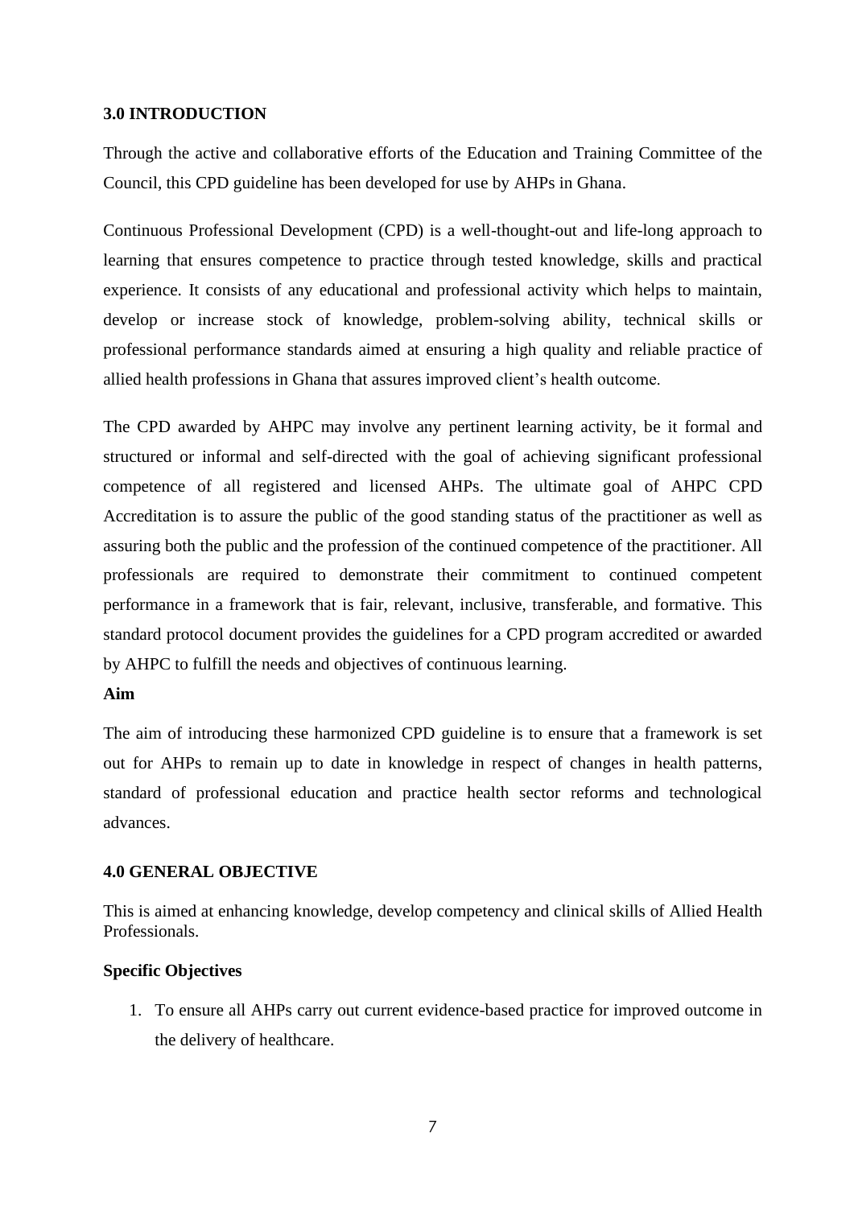## 3.0 INTRODUCTION

Through the active and collaborative efforts of the Education and Training Committee of the Council, this CPD guideline has been developed for use by AHPs in Ghana.

Continuous Professional Development (CPD) is a well-thought-out and life-long approach to learning that ensures competence to practice through tested knowledge, skills and practical experience. It consists of any educational and professional activity which helps to maintain, develop or increase stock of knowledge, problem-solving ability, technical skills or professional performance standards aimed at ensuring a high quality and reliable practice of allied health professions in Ghana that assures improved client's health outcome.

The CPD awarded by AHPC may involve any pertinent learning activity, be it formal and structured or informal and self-directed with the goal of achieving significant professional competence of all registered and licensed AHPs. The ultimate goal of AHPC CPD Accreditation is to assure the public of the good standing status of the practitioner as well as assuring both the public and the profession of the continued competence of the practitioner. All professionals are required to demonstrate their commitment to continued competent performance in a framework that is fair, relevant, inclusive, transferable, and formative. This standard protocol document provides the guidelines for a CPD program accredited or awarded by AHPC to fulfill the needs and objectives of continuous learning.

**Aim**

The aim of introducing these harmonized CPD guideline is to ensure that a framework is set out for AHPs to remain up to date in knowledge in respect of changes in health patterns, standard of professional education and practice health sector reforms and technological advances.

## 4.0 GENERAL OBJECTIVE

This is aimed at enhancing knowledge, develop competency and clinical skills of Allied Health Professionals.

**Specific Objectives**

1. To ensure all AHPs carry out current evidence-based practice for improved outcome in the delivery of healthcare.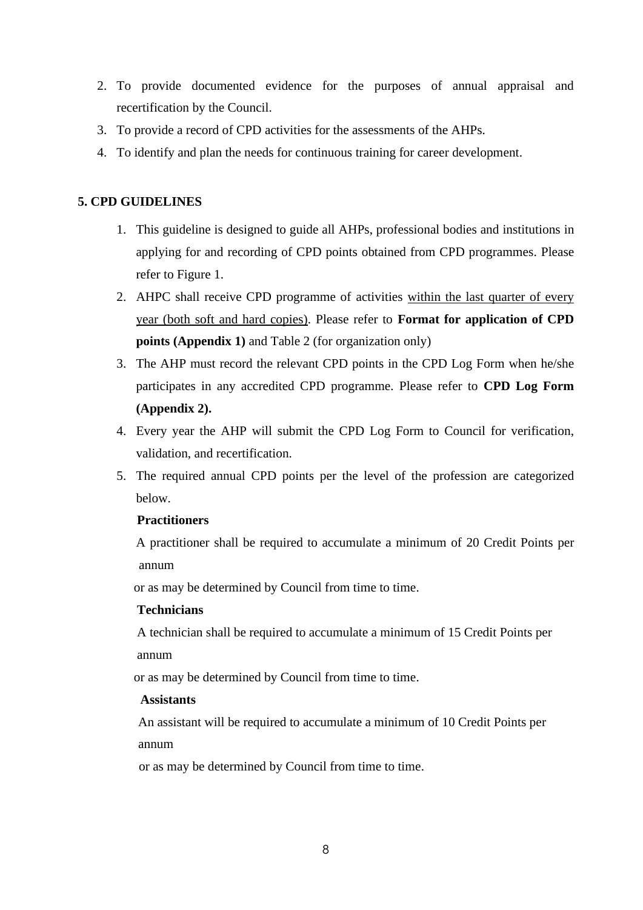2. To provide documented evidence for the purposes of annual appraisal and recertification by the Council.
3. To provide a record of CPD activities for the assessments of the AHPs.
4. To identify and plan the needs for continuous training for career development.

## 5. CPD GUIDELINES

1. This guideline is designed to guide all AHPs, professional bodies and institutions in applying for and recording of CPD points obtained from CPD programmes. Please refer to Figure 1.
2. AHPC shall receive CPD programme of activities within the last quarter of every year (both soft and hard copies). Please refer to **Format for application of CPD points (Appendix 1)** and Table 2 (for organization only)
3. The AHP must record the relevant CPD points in the CPD Log Form when he/she participates in any accredited CPD programme. Please refer to **CPD Log Form (Appendix 2).**
4. Every year the AHP will submit the CPD Log Form to Council for verification, validation, and recertification.
5. The required annual CPD points per the level of the profession are categorized below.

   **Practitioners**

   A practitioner shall be required to accumulate a minimum of 20 Credit Points per annum or as may be determined by Council from time to time.

   **Technicians**

   A technician shall be required to accumulate a minimum of 15 Credit Points per annum or as may be determined by Council from time to time.

   **Assistants**

   An assistant will be required to accumulate a minimum of 10 Credit Points per annum or as may be determined by Council from time to time.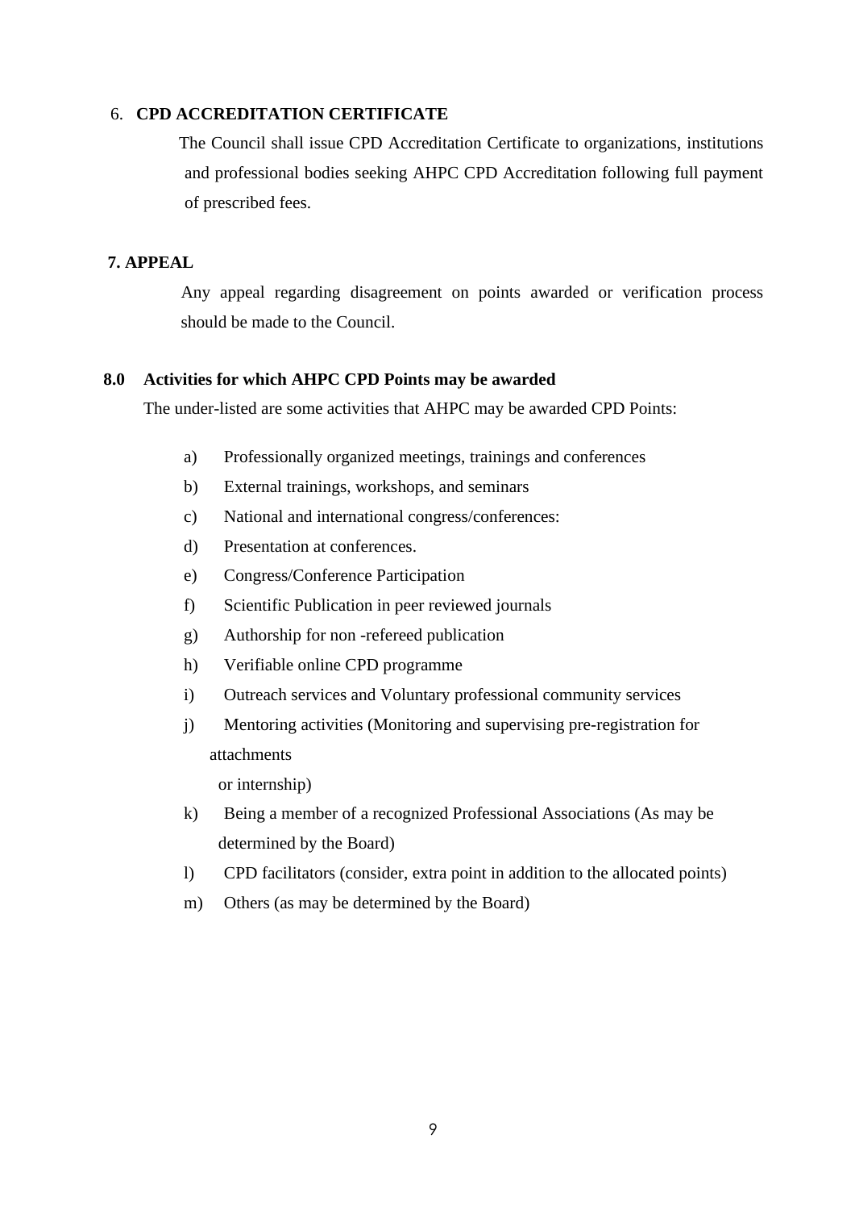## 6. CPD ACCREDITATION CERTIFICATE

The Council shall issue CPD Accreditation Certificate to organizations, institutions and professional bodies seeking AHPC CPD Accreditation following full payment of prescribed fees.

## 7. APPEAL

Any appeal regarding disagreement on points awarded or verification process should be made to the Council.

## 8.0 Activities for which AHPC CPD Points may be awarded

The under-listed are some activities that AHPC may be awarded CPD Points:

a) Professionally organized meetings, trainings and conferences
b) External trainings, workshops, and seminars
c) National and international congress/conferences:
d) Presentation at conferences.
e) Congress/Conference Participation
f) Scientific Publication in peer reviewed journals
g) Authorship for non -refereed publication
h) Verifiable online CPD programme
i) Outreach services and Voluntary professional community services
j) Mentoring activities (Monitoring and supervising pre-registration for attachments or internship)
k) Being a member of a recognized Professional Associations (As may be determined by the Board)
l) CPD facilitators (consider, extra point in addition to the allocated points)
m) Others (as may be determined by the Board)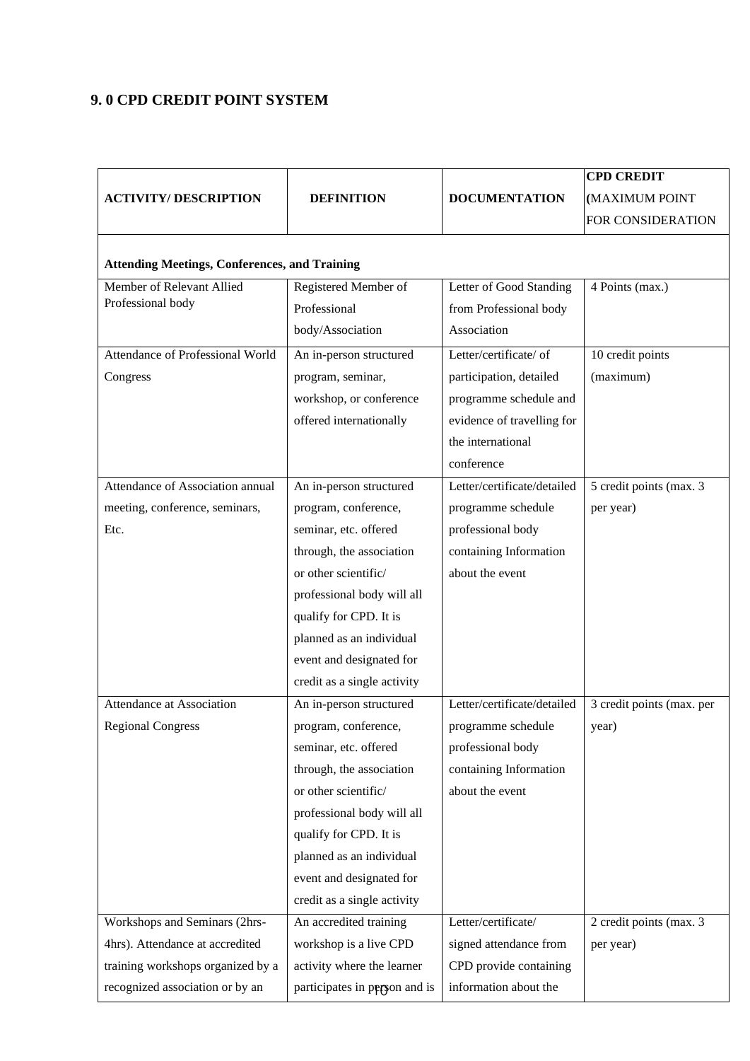## 9. 0 CPD CREDIT POINT SYSTEM

| **ACTIVITY/ DESCRIPTION** | **DEFINITION** | **DOCUMENTATION** | **CPD CREDIT (MAXIMUM POINT FOR CONSIDERATION** |
|---|---|---|---|
| **Attending Meetings, Conferences, and Training** | | | |
| Member of Relevant Allied Professional body | Registered Member of Professional body/Association | Letter of Good Standing from Professional body Association | 4 Points (max.) |
| Attendance of Professional World Congress | An in-person structured program, seminar, workshop, or conference offered internationally | Letter/certificate/ of participation, detailed programme schedule and evidence of travelling for the international conference | 10 credit points (maximum) |
| Attendance of Association annual meeting, conference, seminars, Etc. | An in-person structured program, conference, seminar, etc. offered through, the association or other scientific/ professional body will all qualify for CPD. It is planned as an individual event and designated for credit as a single activity | Letter/certificate/detailed programme schedule professional body containing Information about the event | 5 credit points (max. 3 per year) |
| Attendance at Association Regional Congress | An in-person structured program, conference, seminar, etc. offered through, the association or other scientific/ professional body will all qualify for CPD. It is planned as an individual event and designated for credit as a single activity | Letter/certificate/detailed programme schedule professional body containing Information about the event | 3 credit points (max. per year) |
| Workshops and Seminars (2hrs-4hrs). Attendance at accredited training workshops organized by a recognized association or by an | An accredited training workshop is a live CPD activity where the learner participates in person and is | Letter/certificate/ signed attendance from CPD provide containing information about the | 2 credit points (max. 3 per year) |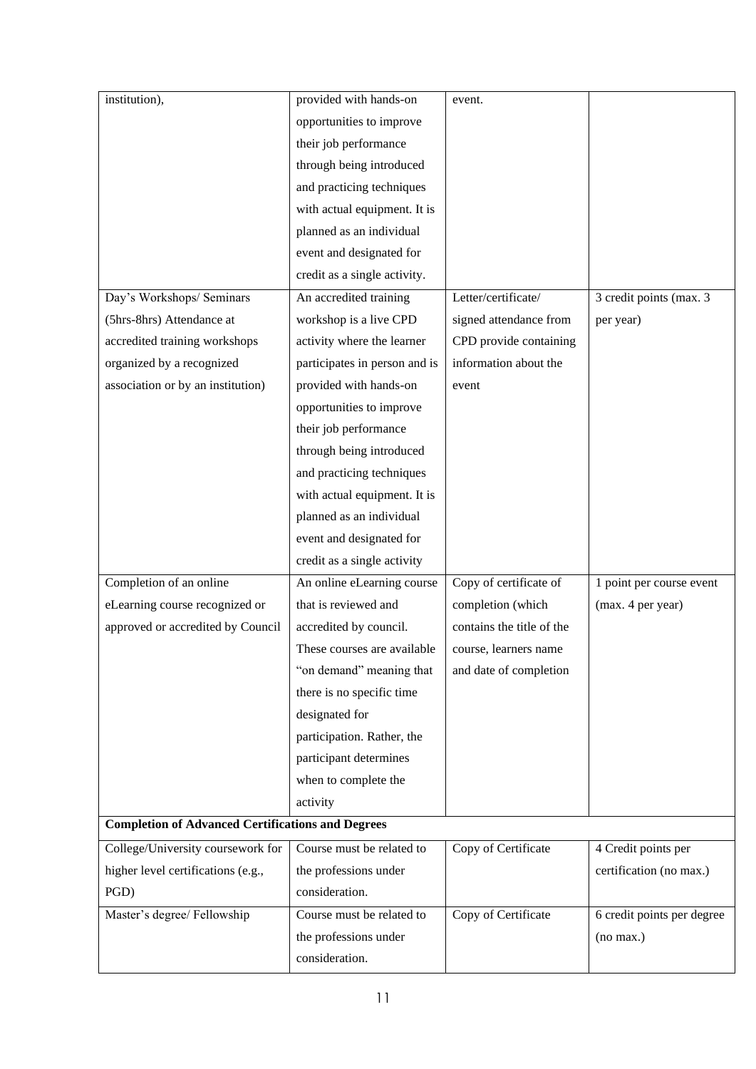| | | | |
|---|---|---|---|
| institution), | provided with hands-on opportunities to improve their job performance through being introduced and practicing techniques with actual equipment. It is planned as an individual event and designated for credit as a single activity. | event. | |
| Day's Workshops/ Seminars (5hrs-8hrs) Attendance at accredited training workshops organized by a recognized association or by an institution) | An accredited training workshop is a live CPD activity where the learner participates in person and is provided with hands-on opportunities to improve their job performance through being introduced and practicing techniques with actual equipment. It is planned as an individual event and designated for credit as a single activity | Letter/certificate/ signed attendance from CPD provide containing information about the event | 3 credit points (max. 3 per year) |
| Completion of an online eLearning course recognized or approved or accredited by Council | An online eLearning course that is reviewed and accredited by council. These courses are available "on demand" meaning that there is no specific time designated for participation. Rather, the participant determines when to complete the activity | Copy of certificate of completion (which contains the title of the course, learners name and date of completion | 1 point per course event (max. 4 per year) |
| **Completion of Advanced Certifications and Degrees** | | | |
| College/University coursework for higher level certifications (e.g., PGD) | Course must be related to the professions under consideration. | Copy of Certificate | 4 Credit points per certification (no max.) |
| Master's degree/ Fellowship | Course must be related to the professions under consideration. | Copy of Certificate | 6 credit points per degree (no max.) |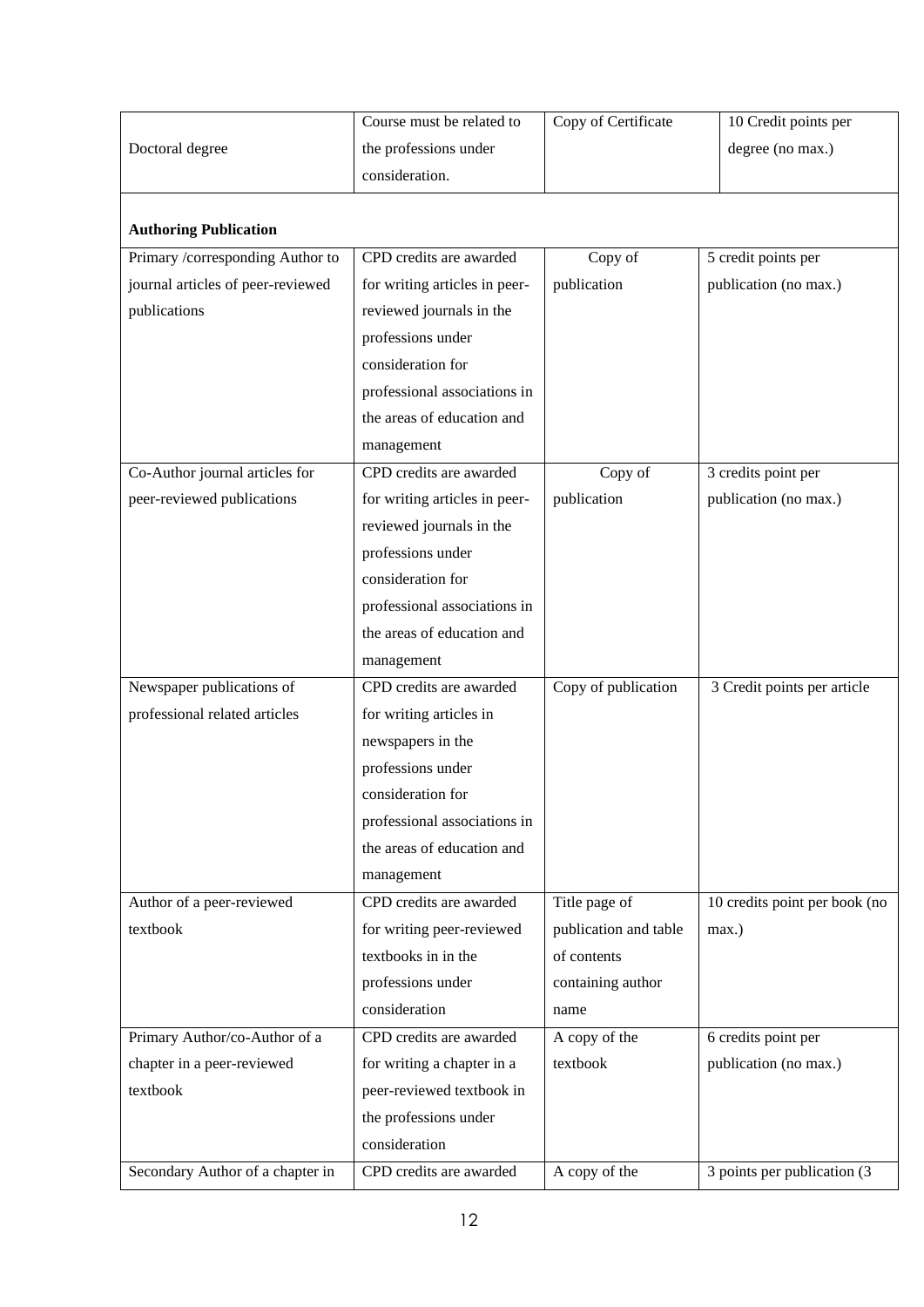| | | | |
|---|---|---|---|
| Doctoral degree | Course must be related to the professions under consideration. | Copy of Certificate | 10 Credit points per degree (no max.) |
| **Authoring Publication** | | | |
| Primary /corresponding Author to journal articles of peer-reviewed publications | CPD credits are awarded for writing articles in peer-reviewed journals in the professions under consideration for professional associations in the areas of education and management | Copy of publication | 5 credit points per publication (no max.) |
| Co-Author journal articles for peer-reviewed publications | CPD credits are awarded for writing articles in peer-reviewed journals in the professions under consideration for professional associations in the areas of education and management | Copy of publication | 3 credits point per publication (no max.) |
| Newspaper publications of professional related articles | CPD credits are awarded for writing articles in newspapers in the professions under consideration for professional associations in the areas of education and management | Copy of publication | 3 Credit points per article |
| Author of a peer-reviewed textbook | CPD credits are awarded for writing peer-reviewed textbooks in in the professions under consideration | Title page of publication and table of contents containing author name | 10 credits point per book (no max.) |
| Primary Author/co-Author of a chapter in a peer-reviewed textbook | CPD credits are awarded for writing a chapter in a peer-reviewed textbook in the professions under consideration | A copy of the textbook | 6 credits point per publication (no max.) |
| Secondary Author of a chapter in | CPD credits are awarded | A copy of the | 3 points per publication (3 |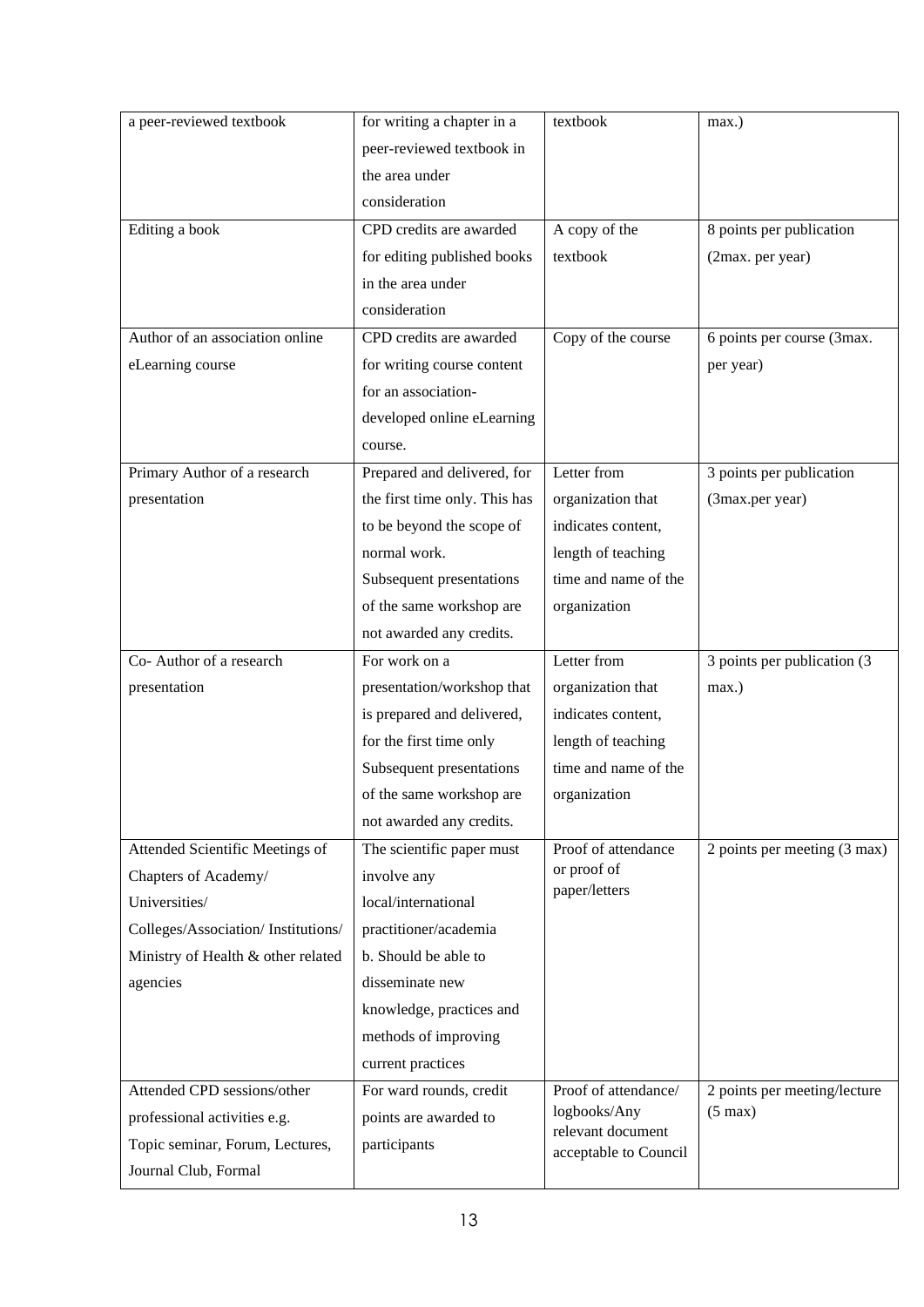| a peer-reviewed textbook | for writing a chapter in a peer-reviewed textbook in the area under consideration | textbook | max.) |
|---|---|---|---|
| Editing a book | CPD credits are awarded for editing published books in the area under consideration | A copy of the textbook | 8 points per publication (2max. per year) |
| Author of an association online eLearning course | CPD credits are awarded for writing course content for an association-developed online eLearning course. | Copy of the course | 6 points per course (3max. per year) |
| Primary Author of a research presentation | Prepared and delivered, for the first time only. This has to be beyond the scope of normal work. Subsequent presentations of the same workshop are not awarded any credits. | Letter from organization that indicates content, length of teaching time and name of the organization | 3 points per publication (3max.per year) |
| Co- Author of a research presentation | For work on a presentation/workshop that is prepared and delivered, for the first time only Subsequent presentations of the same workshop are not awarded any credits. | Letter from organization that indicates content, length of teaching time and name of the organization | 3 points per publication (3 max.) |
| Attended Scientific Meetings of Chapters of Academy/ Universities/ Colleges/Association/ Institutions/ Ministry of Health & other related agencies | The scientific paper must involve any local/international practitioner/academia b. Should be able to disseminate new knowledge, practices and methods of improving current practices | Proof of attendance or proof of paper/letters | 2 points per meeting (3 max) |
| Attended CPD sessions/other professional activities e.g. Topic seminar, Forum, Lectures, Journal Club, Formal | For ward rounds, credit points are awarded to participants | Proof of attendance/ logbooks/Any relevant document acceptable to Council | 2 points per meeting/lecture (5 max) |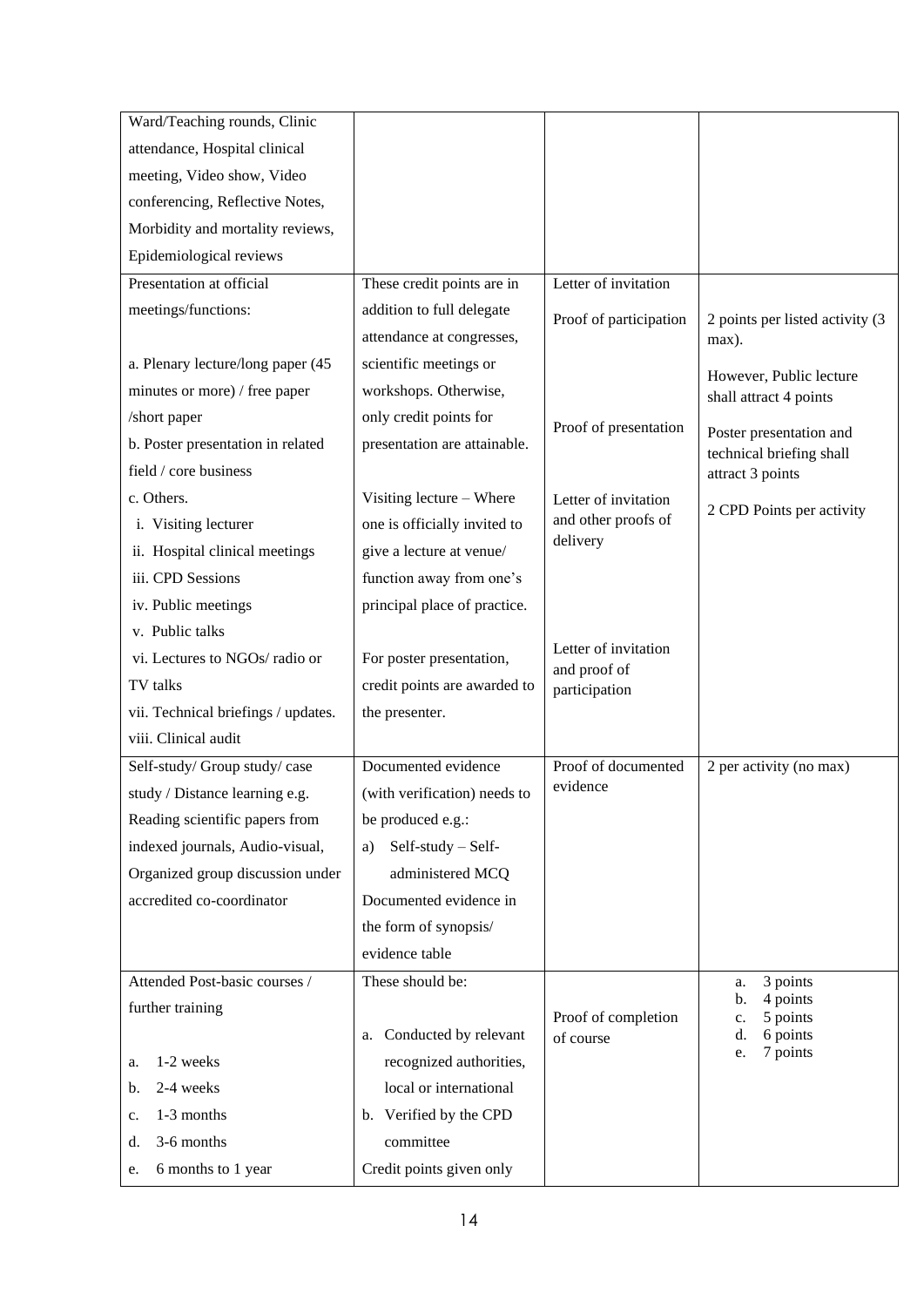| | | | |
|---|---|---|---|
| Ward/Teaching rounds, Clinic attendance, Hospital clinical meeting, Video show, Video conferencing, Reflective Notes, Morbidity and mortality reviews, Epidemiological reviews | | | |
| Presentation at official meetings/functions:<br><br>a. Plenary lecture/long paper (45 minutes or more) / free paper /short paper<br>b. Poster presentation in related field / core business<br>c. Others.<br>i. Visiting lecturer<br>ii. Hospital clinical meetings<br>iii. CPD Sessions<br>iv. Public meetings<br>v. Public talks<br>vi. Lectures to NGOs/ radio or TV talks<br>vii. Technical briefings / updates.<br>viii. Clinical audit | These credit points are in addition to full delegate attendance at congresses, scientific meetings or workshops. Otherwise, only credit points for presentation are attainable.<br><br>Visiting lecture – Where one is officially invited to give a lecture at venue/ function away from one's principal place of practice.<br><br>For poster presentation, credit points are awarded to the presenter. | Letter of invitation<br><br>Proof of participation<br><br>Proof of presentation<br><br>Letter of invitation and other proofs of delivery<br><br>Letter of invitation and proof of participation | 2 points per listed activity (3 max).<br><br>However, Public lecture shall attract 4 points<br><br>Poster presentation and technical briefing shall attract 3 points<br><br>2 CPD Points per activity |
| Self-study/ Group study/ case study / Distance learning e.g. Reading scientific papers from indexed journals, Audio-visual, Organized group discussion under accredited co-coordinator | Documented evidence (with verification) needs to be produced e.g.:<br>a) Self-study – Self-administered MCQ<br>Documented evidence in the form of synopsis/ evidence table | Proof of documented evidence | 2 per activity (no max) |
| Attended Post-basic courses / further training<br><br>a. 1-2 weeks<br>b. 2-4 weeks<br>c. 1-3 months<br>d. 3-6 months<br>e. 6 months to 1 year | These should be:<br><br>a. Conducted by relevant recognized authorities, local or international<br>b. Verified by the CPD committee<br>Credit points given only | Proof of completion of course | a. 3 points<br>b. 4 points<br>c. 5 points<br>d. 6 points<br>e. 7 points |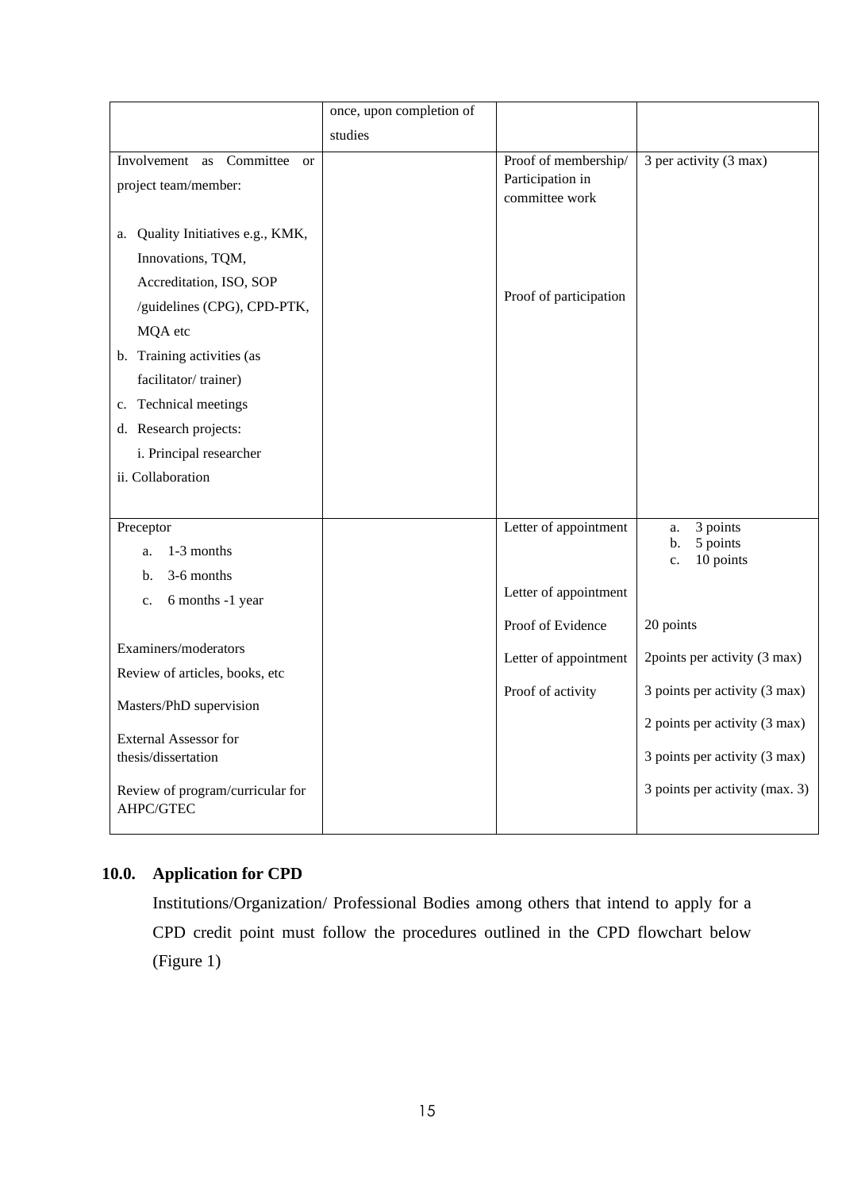|  | once, upon completion of studies |  |  |
|---|---|---|---|
| Involvement as Committee or project team/member:<br><br>a. Quality Initiatives e.g., KMK, Innovations, TQM, Accreditation, ISO, SOP /guidelines (CPG), CPD-PTK, MQA etc<br>b. Training activities (as facilitator/ trainer)<br>c. Technical meetings<br>d. Research projects:<br>i. Principal researcher<br>ii. Collaboration |  | Proof of membership/ Participation in committee work<br><br>Proof of participation | 3 per activity (3 max) |
| Preceptor<br>a. 1-3 months<br>b. 3-6 months<br>c. 6 months -1 year<br><br>Examiners/moderators<br>Review of articles, books, etc<br>Masters/PhD supervision<br>External Assessor for thesis/dissertation<br>Review of program/curricular for AHPC/GTEC |  | Letter of appointment<br><br>Letter of appointment<br>Proof of Evidence<br>Letter of appointment<br>Proof of activity | a. 3 points<br>b. 5 points<br>c. 10 points<br><br>20 points<br>2points per activity (3 max)<br>3 points per activity (3 max)<br>2 points per activity (3 max)<br>3 points per activity (3 max)<br>3 points per activity (max. 3) |

## 10.0. Application for CPD

Institutions/Organization/ Professional Bodies among others that intend to apply for a CPD credit point must follow the procedures outlined in the CPD flowchart below (Figure 1)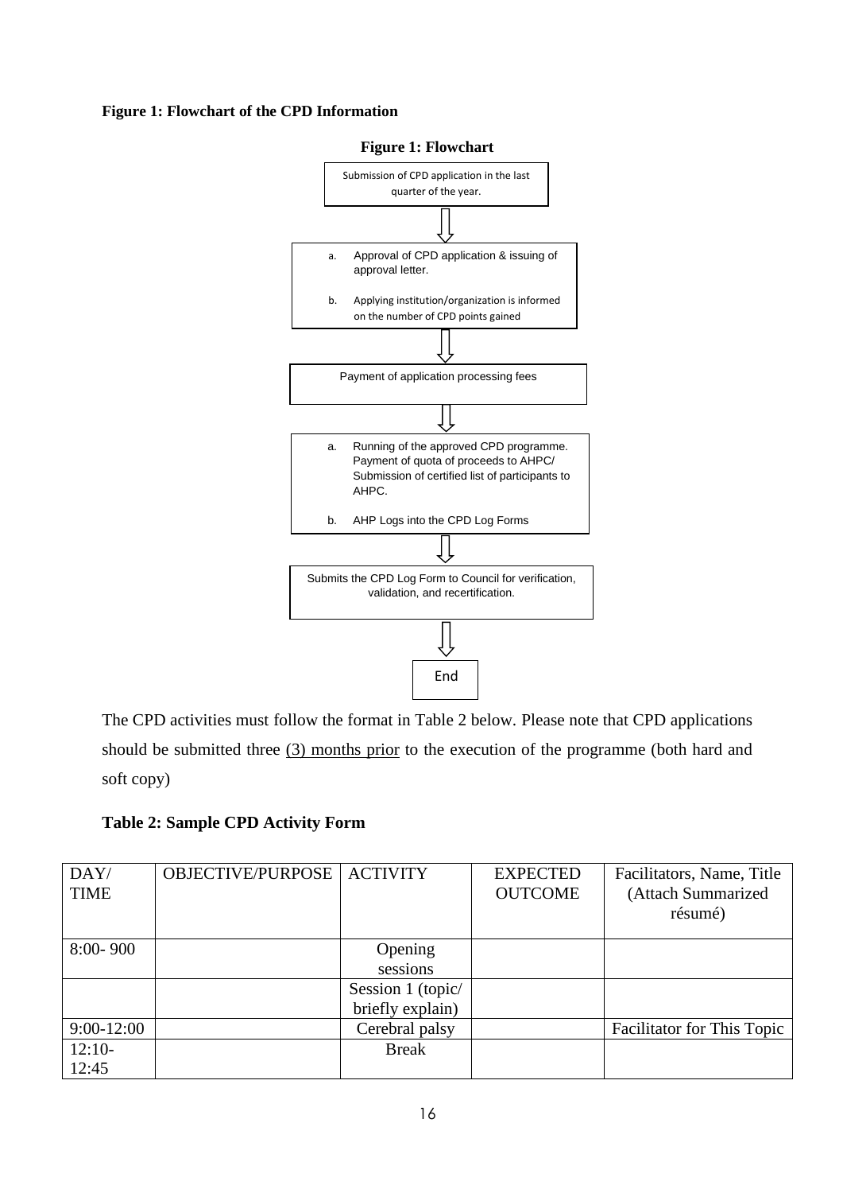**Figure 1: Flowchart of the CPD Information**

**Figure 1: Flowchart**

Submission of CPD application in the last quarter of the year.

⇩

a. Approval of CPD application & issuing of approval letter.

b. Applying institution/organization is informed on the number of CPD points gained

⇩

Payment of application processing fees

⇩

a. Running of the approved CPD programme. Payment of quota of proceeds to AHPC/ Submission of certified list of participants to AHPC.

b. AHP Logs into the CPD Log Forms

⇩

Submits the CPD Log Form to Council for verification, validation, and recertification.

⇩

End

The CPD activities must follow the format in Table 2 below. Please note that CPD applications should be submitted three <u>(3) months prior</u> to the execution of the programme (both hard and soft copy)

**Table 2: Sample CPD Activity Form**

| DAY/ TIME | OBJECTIVE/PURPOSE | ACTIVITY | EXPECTED OUTCOME | Facilitators, Name, Title (Attach Summarized résumé) |
|---|---|---|---|---|
| 8:00- 900 | | Opening sessions | | |
| | | Session 1 (topic/ briefly explain) | | |
| 9:00-12:00 | | Cerebral palsy | | Facilitator for This Topic |
| 12:10-12:45 | | Break | | |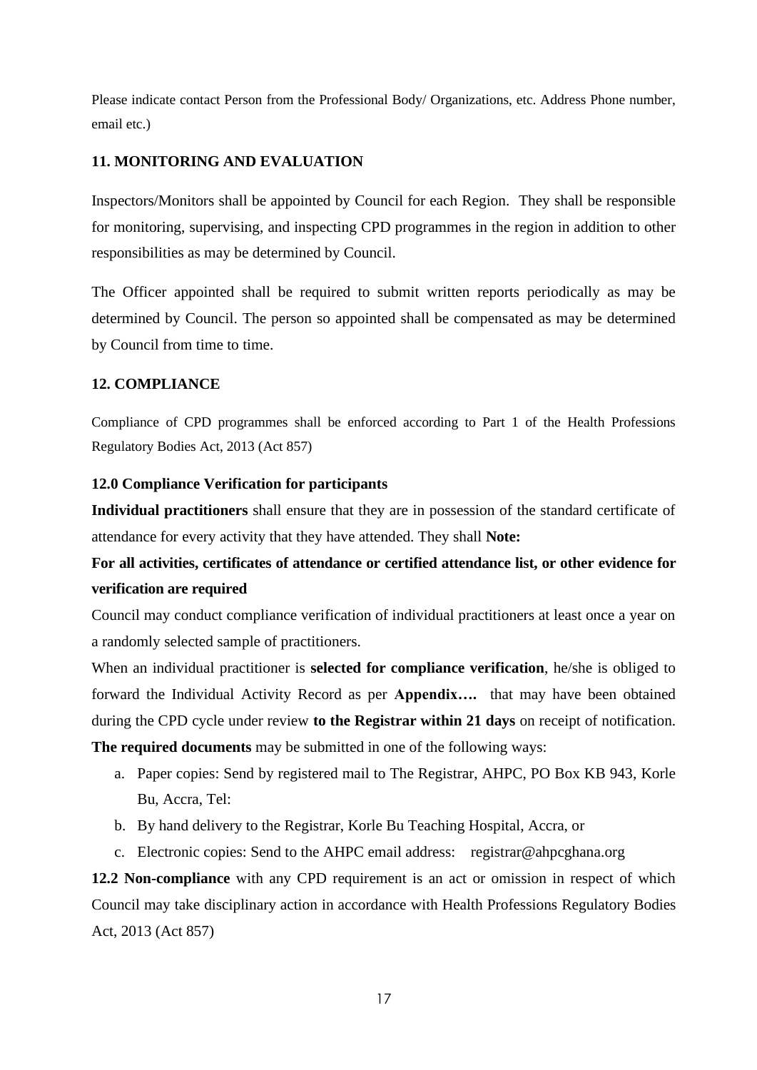Please indicate contact Person from the Professional Body/ Organizations, etc. Address Phone number, email etc.)

## 11. MONITORING AND EVALUATION

Inspectors/Monitors shall be appointed by Council for each Region. They shall be responsible for monitoring, supervising, and inspecting CPD programmes in the region in addition to other responsibilities as may be determined by Council.

The Officer appointed shall be required to submit written reports periodically as may be determined by Council. The person so appointed shall be compensated as may be determined by Council from time to time.

## 12. COMPLIANCE

Compliance of CPD programmes shall be enforced according to Part 1 of the Health Professions Regulatory Bodies Act, 2013 (Act 857)

### 12.0 Compliance Verification for participants

**Individual practitioners** shall ensure that they are in possession of the standard certificate of attendance for every activity that they have attended. They shall **Note:**

**For all activities, certificates of attendance or certified attendance list, or other evidence for verification are required**

Council may conduct compliance verification of individual practitioners at least once a year on a randomly selected sample of practitioners.

When an individual practitioner is **selected for compliance verification**, he/she is obliged to forward the Individual Activity Record as per **Appendix….** that may have been obtained during the CPD cycle under review **to the Registrar within 21 days** on receipt of notification. **The required documents** may be submitted in one of the following ways:

a. Paper copies: Send by registered mail to The Registrar, AHPC, PO Box KB 943, Korle Bu, Accra, Tel:
b. By hand delivery to the Registrar, Korle Bu Teaching Hospital, Accra, or
c. Electronic copies: Send to the AHPC email address: registrar@ahpcghana.org

**12.2 Non-compliance** with any CPD requirement is an act or omission in respect of which Council may take disciplinary action in accordance with Health Professions Regulatory Bodies Act, 2013 (Act 857)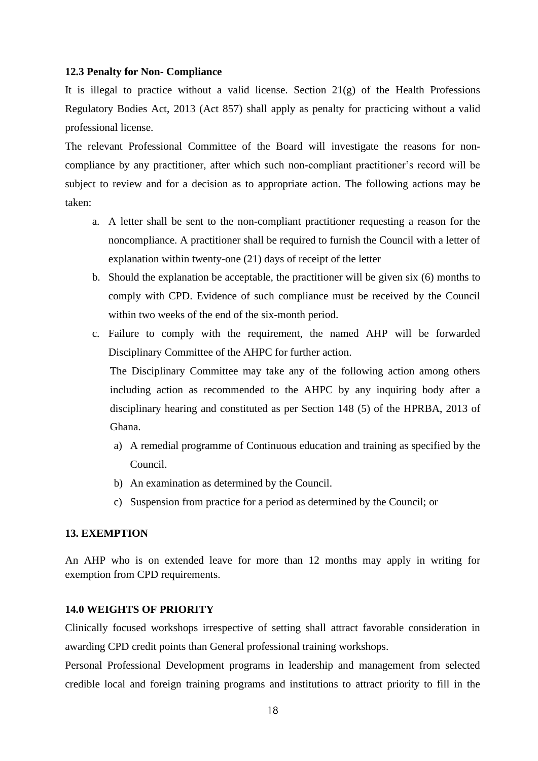**12.3 Penalty for Non- Compliance**

It is illegal to practice without a valid license. Section 21(g) of the Health Professions Regulatory Bodies Act, 2013 (Act 857) shall apply as penalty for practicing without a valid professional license.

The relevant Professional Committee of the Board will investigate the reasons for non-compliance by any practitioner, after which such non-compliant practitioner's record will be subject to review and for a decision as to appropriate action. The following actions may be taken:

a. A letter shall be sent to the non-compliant practitioner requesting a reason for the noncompliance. A practitioner shall be required to furnish the Council with a letter of explanation within twenty-one (21) days of receipt of the letter
b. Should the explanation be acceptable, the practitioner will be given six (6) months to comply with CPD. Evidence of such compliance must be received by the Council within two weeks of the end of the six-month period.
c. Failure to comply with the requirement, the named AHP will be forwarded Disciplinary Committee of the AHPC for further action.

   The Disciplinary Committee may take any of the following action among others including action as recommended to the AHPC by any inquiring body after a disciplinary hearing and constituted as per Section 148 (5) of the HPRBA, 2013 of Ghana.

   a) A remedial programme of Continuous education and training as specified by the Council.
   b) An examination as determined by the Council.
   c) Suspension from practice for a period as determined by the Council; or

**13. EXEMPTION**

An AHP who is on extended leave for more than 12 months may apply in writing for exemption from CPD requirements.

**14.0 WEIGHTS OF PRIORITY**

Clinically focused workshops irrespective of setting shall attract favorable consideration in awarding CPD credit points than General professional training workshops.

Personal Professional Development programs in leadership and management from selected credible local and foreign training programs and institutions to attract priority to fill in the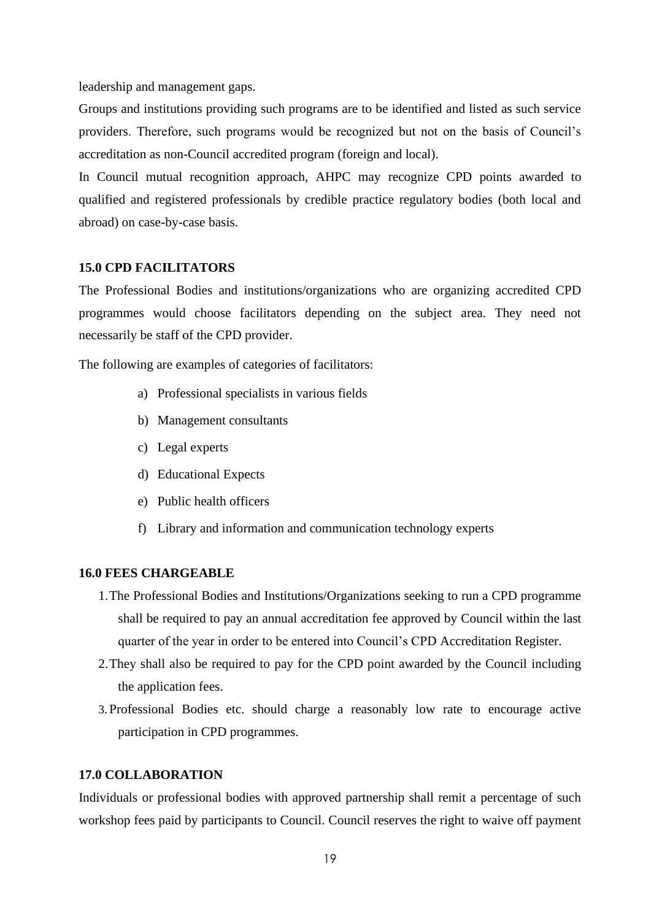leadership and management gaps.

Groups and institutions providing such programs are to be identified and listed as such service providers. Therefore, such programs would be recognized but not on the basis of Council's accreditation as non-Council accredited program (foreign and local).

In Council mutual recognition approach, AHPC may recognize CPD points awarded to qualified and registered professionals by credible practice regulatory bodies (both local and abroad) on case-by-case basis.

## 15.0 CPD FACILITATORS

The Professional Bodies and institutions/organizations who are organizing accredited CPD programmes would choose facilitators depending on the subject area. They need not necessarily be staff of the CPD provider.

The following are examples of categories of facilitators:

a) Professional specialists in various fields
b) Management consultants
c) Legal experts
d) Educational Expects
e) Public health officers
f) Library and information and communication technology experts

## 16.0 FEES CHARGEABLE

1. The Professional Bodies and Institutions/Organizations seeking to run a CPD programme shall be required to pay an annual accreditation fee approved by Council within the last quarter of the year in order to be entered into Council's CPD Accreditation Register.
2. They shall also be required to pay for the CPD point awarded by the Council including the application fees.
3. Professional Bodies etc. should charge a reasonably low rate to encourage active participation in CPD programmes.

## 17.0 COLLABORATION

Individuals or professional bodies with approved partnership shall remit a percentage of such workshop fees paid by participants to Council. Council reserves the right to waive off payment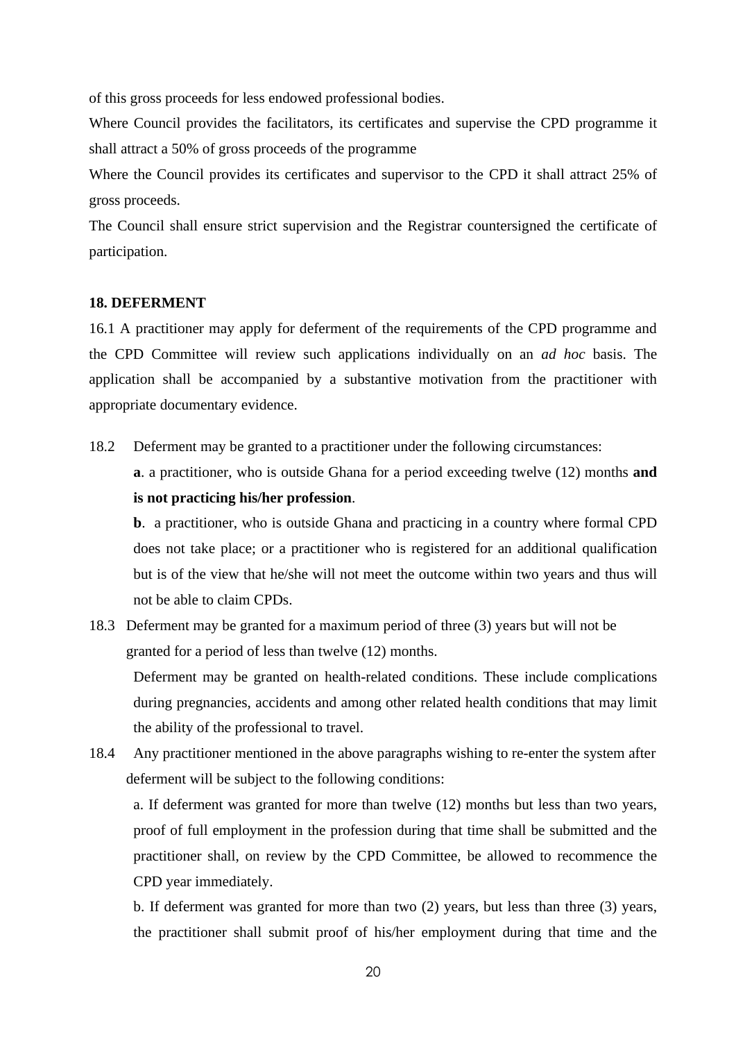of this gross proceeds for less endowed professional bodies.

Where Council provides the facilitators, its certificates and supervise the CPD programme it shall attract a 50% of gross proceeds of the programme

Where the Council provides its certificates and supervisor to the CPD it shall attract 25% of gross proceeds.

The Council shall ensure strict supervision and the Registrar countersigned the certificate of participation.

**18. DEFERMENT**

16.1 A practitioner may apply for deferment of the requirements of the CPD programme and the CPD Committee will review such applications individually on an *ad hoc* basis. The application shall be accompanied by a substantive motivation from the practitioner with appropriate documentary evidence.

18.2 Deferment may be granted to a practitioner under the following circumstances:

**a**. a practitioner, who is outside Ghana for a period exceeding twelve (12) months **and is not practicing his/her profession**.

**b**. a practitioner, who is outside Ghana and practicing in a country where formal CPD does not take place; or a practitioner who is registered for an additional qualification but is of the view that he/she will not meet the outcome within two years and thus will not be able to claim CPDs.

18.3 Deferment may be granted for a maximum period of three (3) years but will not be granted for a period of less than twelve (12) months.

Deferment may be granted on health-related conditions. These include complications during pregnancies, accidents and among other related health conditions that may limit the ability of the professional to travel.

18.4 Any practitioner mentioned in the above paragraphs wishing to re-enter the system after deferment will be subject to the following conditions:

a. If deferment was granted for more than twelve (12) months but less than two years, proof of full employment in the profession during that time shall be submitted and the practitioner shall, on review by the CPD Committee, be allowed to recommence the CPD year immediately.

b. If deferment was granted for more than two (2) years, but less than three (3) years, the practitioner shall submit proof of his/her employment during that time and the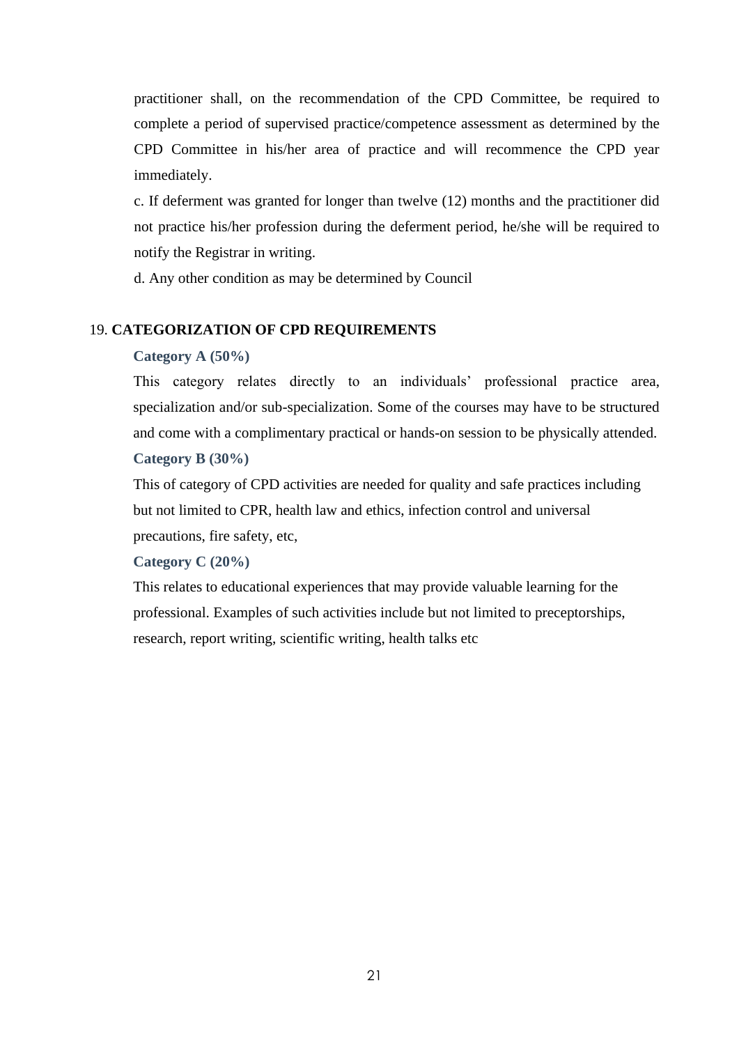practitioner shall, on the recommendation of the CPD Committee, be required to complete a period of supervised practice/competence assessment as determined by the CPD Committee in his/her area of practice and will recommence the CPD year immediately.

c. If deferment was granted for longer than twelve (12) months and the practitioner did not practice his/her profession during the deferment period, he/she will be required to notify the Registrar in writing.

d. Any other condition as may be determined by Council

## 19. **CATEGORIZATION OF CPD REQUIREMENTS**

**Category A (50%)**

This category relates directly to an individuals' professional practice area, specialization and/or sub-specialization. Some of the courses may have to be structured and come with a complimentary practical or hands-on session to be physically attended.

**Category B (30%)**

This of category of CPD activities are needed for quality and safe practices including but not limited to CPR, health law and ethics, infection control and universal precautions, fire safety, etc,

**Category C (20%)**

This relates to educational experiences that may provide valuable learning for the professional. Examples of such activities include but not limited to preceptorships, research, report writing, scientific writing, health talks etc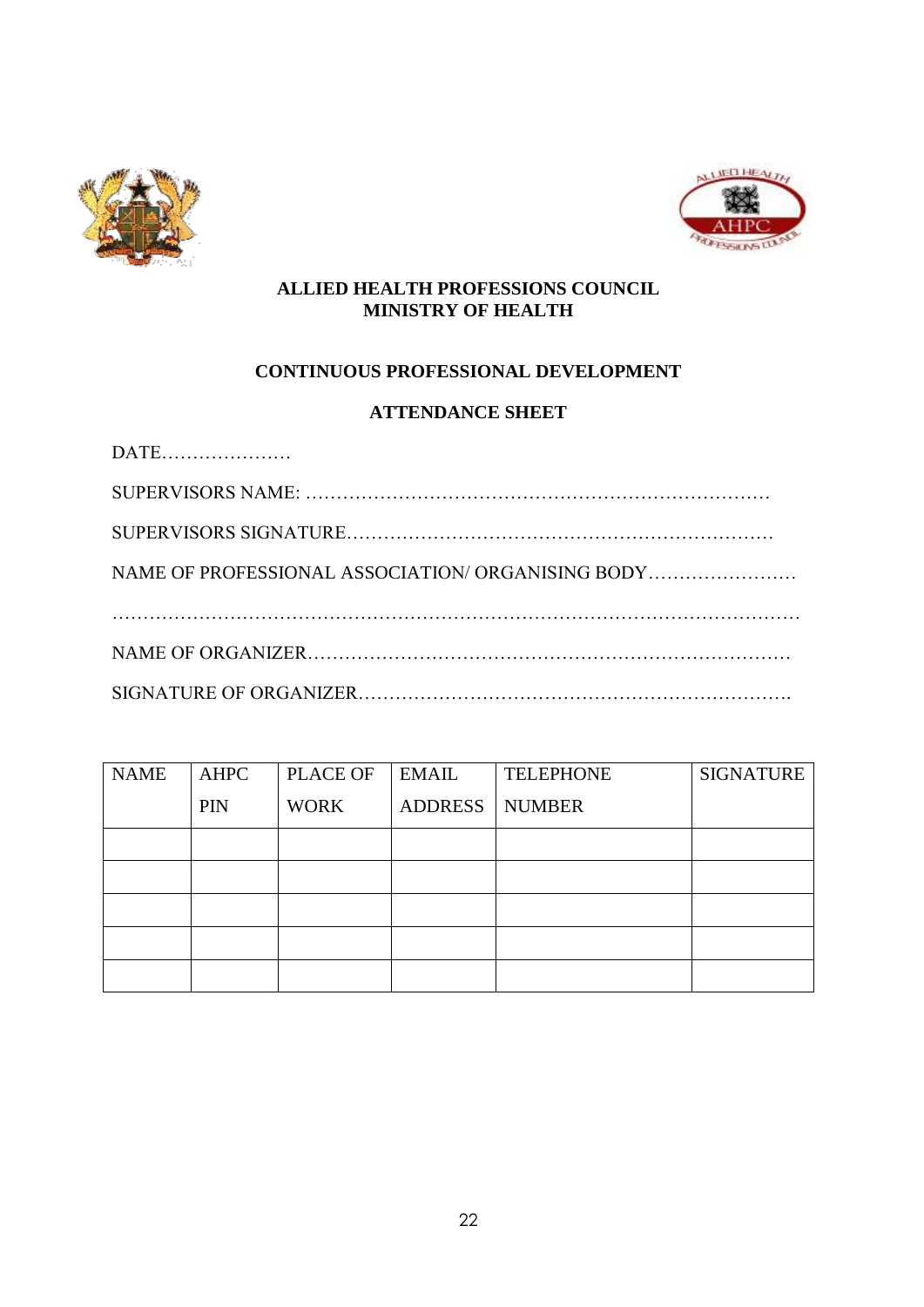**ALLIED HEALTH PROFESSIONS COUNCIL**
**MINISTRY OF HEALTH**

**CONTINUOUS PROFESSIONAL DEVELOPMENT**

**ATTENDANCE SHEET**

DATE…………………

SUPERVISORS NAME: …………………………………………………………………

SUPERVISORS SIGNATURE……………………………………………………………

NAME OF PROFESSIONAL ASSOCIATION/ ORGANISING BODY……………………

……………………………………………………………………………………………

NAME OF ORGANIZER……………………………………………………………………

SIGNATURE OF ORGANIZER…………………………………………………………….

| NAME | AHPC PIN | PLACE OF WORK | EMAIL ADDRESS | TELEPHONE NUMBER | SIGNATURE |
|---|---|---|---|---|---|
| | | | | | |
| | | | | | |
| | | | | | |
| | | | | | |
| | | | | | |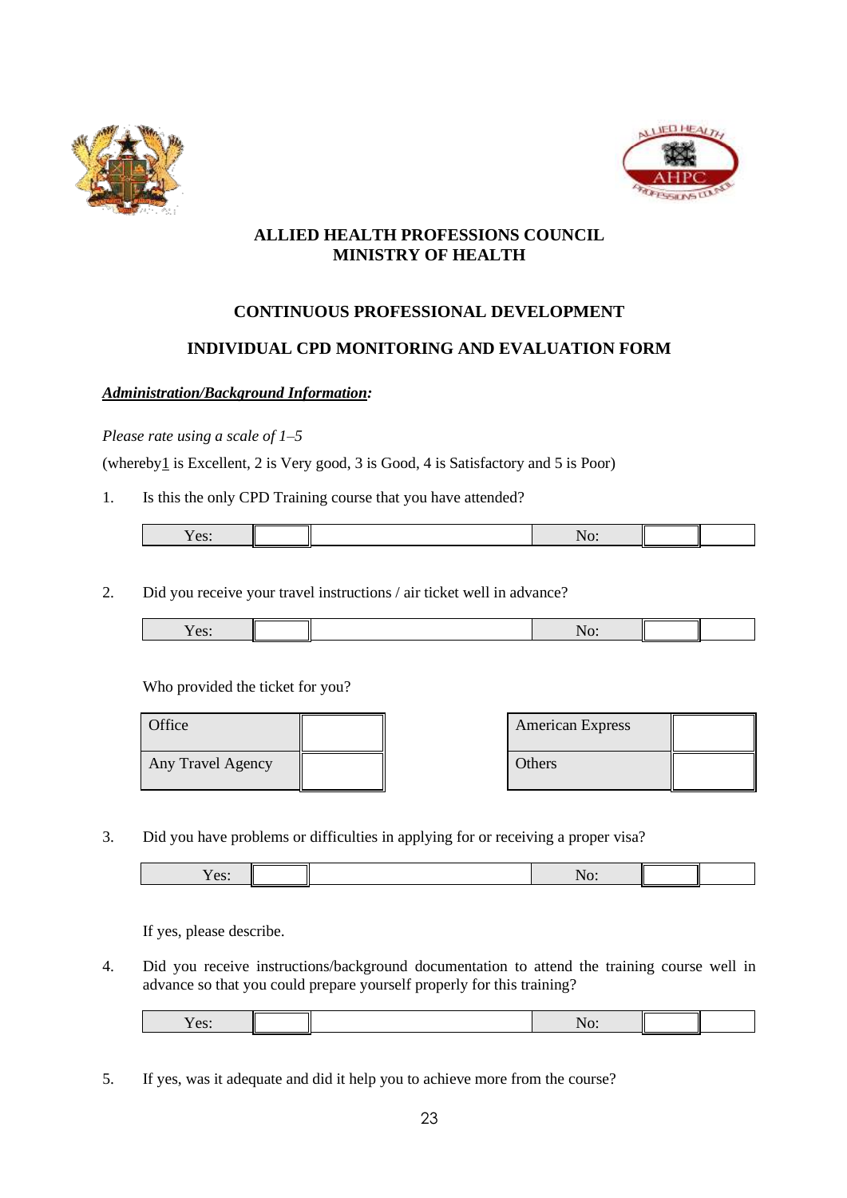**ALLIED HEALTH PROFESSIONS COUNCIL**
**MINISTRY OF HEALTH**

## CONTINUOUS PROFESSIONAL DEVELOPMENT

## INDIVIDUAL CPD MONITORING AND EVALUATION FORM

***Administration/Background Information:***

*Please rate using a scale of 1–5*

(whereby1 is Excellent, 2 is Very good, 3 is Good, 4 is Satisfactory and 5 is Poor)

1. Is this the only CPD Training course that you have attended?

| Yes: | | | No: | | |
|---|---|---|---|---|---|

2. Did you receive your travel instructions / air ticket well in advance?

| Yes: | | | No: | | |
|---|---|---|---|---|---|

Who provided the ticket for you?

| Office | | | American Express | |
|---|---|---|---|---|
| Any Travel Agency | | | Others | |

3. Did you have problems or difficulties in applying for or receiving a proper visa?

| Yes: | | | No: | | |
|---|---|---|---|---|---|

If yes, please describe.

4. Did you receive instructions/background documentation to attend the training course well in advance so that you could prepare yourself properly for this training?

| Yes: | | | No: | | |
|---|---|---|---|---|---|

5. If yes, was it adequate and did it help you to achieve more from the course?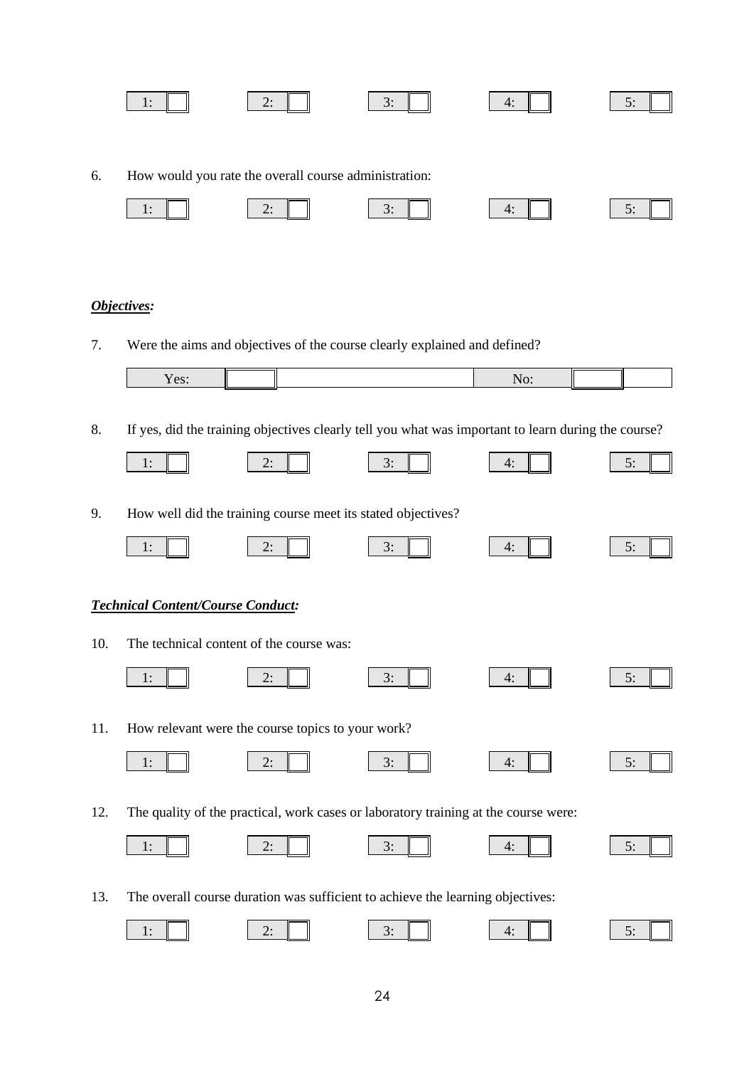| 1: | | 2: | | 3: | | 4: | | 5: | |
|---|---|---|---|---|---|---|---|---|---|

6. How would you rate the overall course administration:

| 1: | | 2: | | 3: | | 4: | | 5: | |
|---|---|---|---|---|---|---|---|---|---|

***Objectives:***

7. Were the aims and objectives of the course clearly explained and defined?

| Yes: | | | No: | | |
|---|---|---|---|---|---|

8. If yes, did the training objectives clearly tell you what was important to learn during the course?

| 1: | | 2: | | 3: | | 4: | | 5: | |
|---|---|---|---|---|---|---|---|---|---|

9. How well did the training course meet its stated objectives?

| 1: | | 2: | | 3: | | 4: | | 5: | |
|---|---|---|---|---|---|---|---|---|---|

***Technical Content/Course Conduct:***

10. The technical content of the course was:

| 1: | | 2: | | 3: | | 4: | | 5: | |
|---|---|---|---|---|---|---|---|---|---|

11. How relevant were the course topics to your work?

| 1: | | 2: | | 3: | | 4: | | 5: | |
|---|---|---|---|---|---|---|---|---|---|

12. The quality of the practical, work cases or laboratory training at the course were:

| 1: | | 2: | | 3: | | 4: | | 5: | |
|---|---|---|---|---|---|---|---|---|---|

13. The overall course duration was sufficient to achieve the learning objectives:

| 1: | | 2: | | 3: | | 4: | | 5: | |
|---|---|---|---|---|---|---|---|---|---|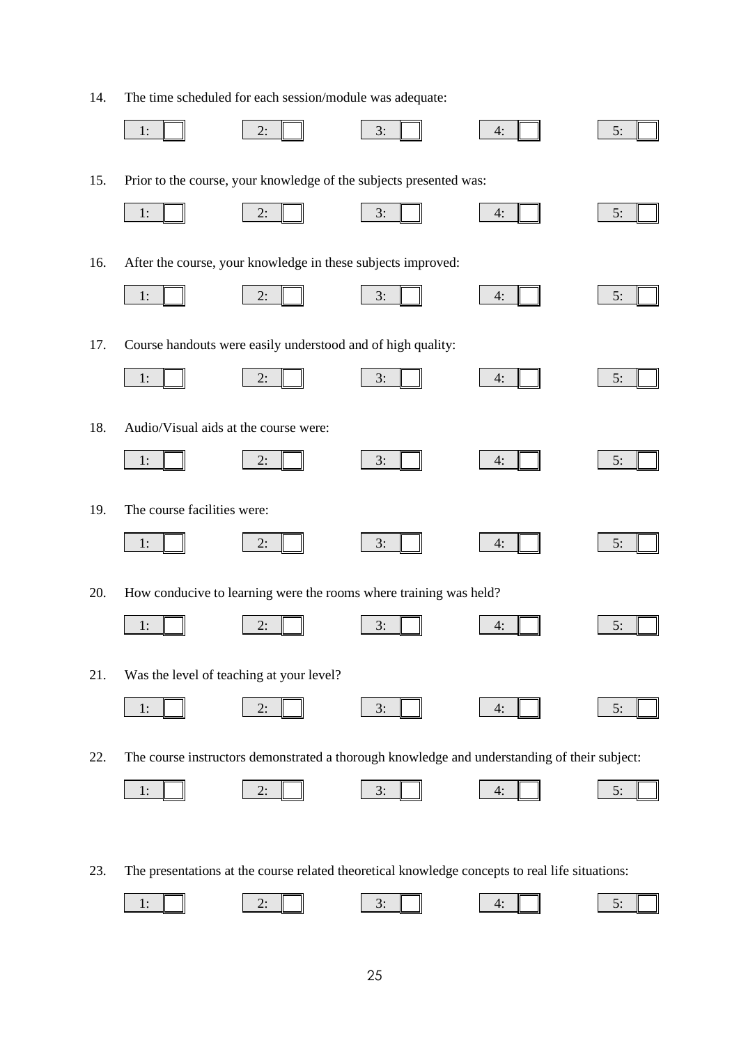14. The time scheduled for each session/module was adequate:

1: ☐ 2: ☐ 3: ☐ 4: ☐ 5: ☐

15. Prior to the course, your knowledge of the subjects presented was:

1: ☐ 2: ☐ 3: ☐ 4: ☐ 5: ☐

16. After the course, your knowledge in these subjects improved:

1: ☐ 2: ☐ 3: ☐ 4: ☐ 5: ☐

17. Course handouts were easily understood and of high quality:

1: ☐ 2: ☐ 3: ☐ 4: ☐ 5: ☐

18. Audio/Visual aids at the course were:

1: ☐ 2: ☐ 3: ☐ 4: ☐ 5: ☐

19. The course facilities were:

1: ☐ 2: ☐ 3: ☐ 4: ☐ 5: ☐

20. How conducive to learning were the rooms where training was held?

1: ☐ 2: ☐ 3: ☐ 4: ☐ 5: ☐

21. Was the level of teaching at your level?

1: ☐ 2: ☐ 3: ☐ 4: ☐ 5: ☐

22. The course instructors demonstrated a thorough knowledge and understanding of their subject:

1: ☐ 2: ☐ 3: ☐ 4: ☐ 5: ☐

23. The presentations at the course related theoretical knowledge concepts to real life situations:

1: ☐ 2: ☐ 3: ☐ 4: ☐ 5: ☐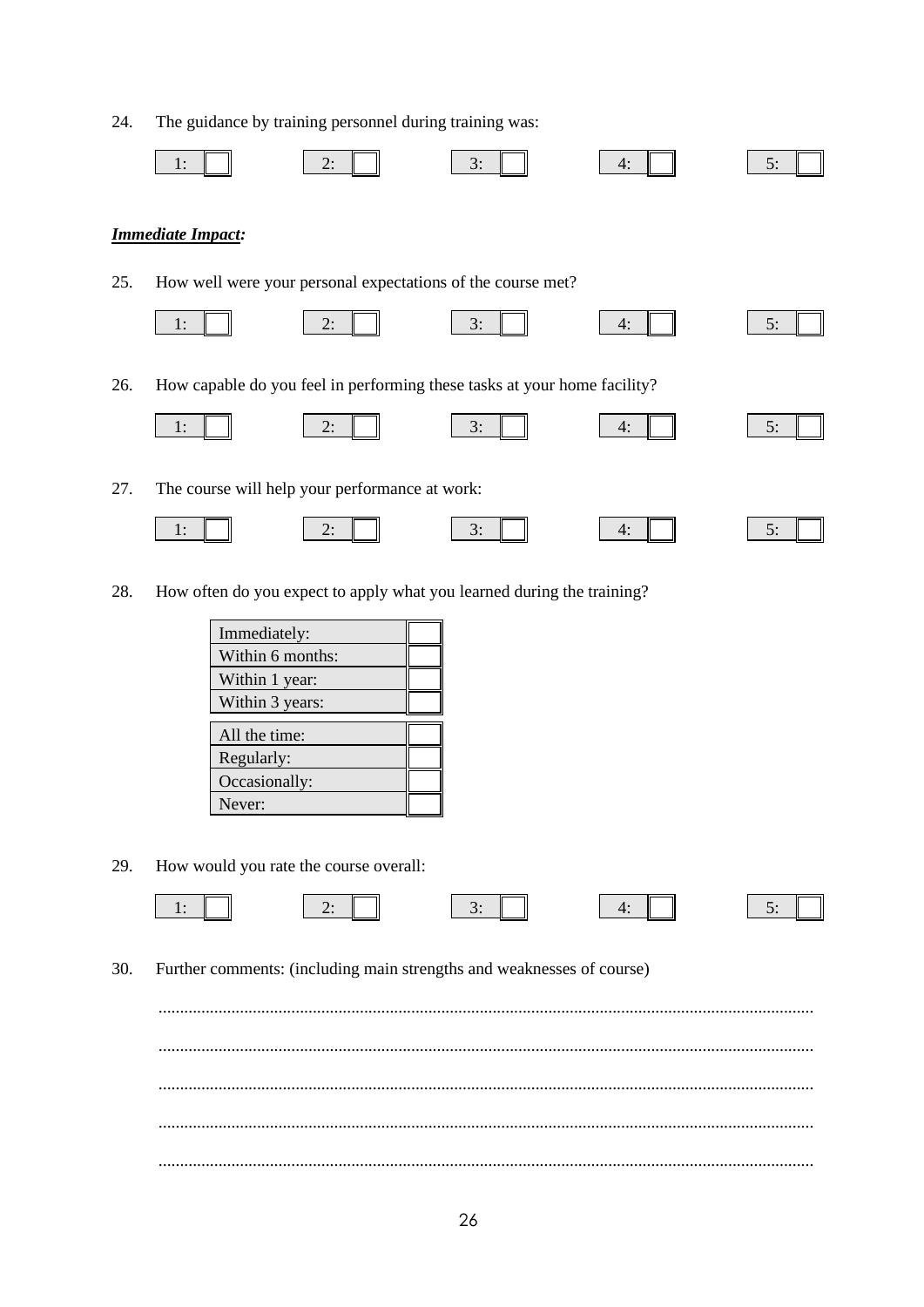24. The guidance by training personnel during training was:

| 1: ☐ | 2: ☐ | 3: ☐ | 4: ☐ | 5: ☐ |
|---|---|---|---|---|

***Immediate Impact:***

25. How well were your personal expectations of the course met?

| 1: ☐ | 2: ☐ | 3: ☐ | 4: ☐ | 5: ☐ |
|---|---|---|---|---|

26. How capable do you feel in performing these tasks at your home facility?

| 1: ☐ | 2: ☐ | 3: ☐ | 4: ☐ | 5: ☐ |
|---|---|---|---|---|

27. The course will help your performance at work:

| 1: ☐ | 2: ☐ | 3: ☐ | 4: ☐ | 5: ☐ |
|---|---|---|---|---|

28. How often do you expect to apply what you learned during the training?

| | |
|---|---|
| Immediately: | ☐ |
| Within 6 months: | ☐ |
| Within 1 year: | ☐ |
| Within 3 years: | ☐ |

| | |
|---|---|
| All the time: | ☐ |
| Regularly: | ☐ |
| Occasionally: | ☐ |
| Never: | ☐ |

29. How would you rate the course overall:

| 1: ☐ | 2: ☐ | 3: ☐ | 4: ☐ | 5: ☐ |
|---|---|---|---|---|

30. Further comments: (including main strengths and weaknesses of course)

.......................................................................................................................................................

.......................................................................................................................................................

.......................................................................................................................................................

.......................................................................................................................................................

.......................................................................................................................................................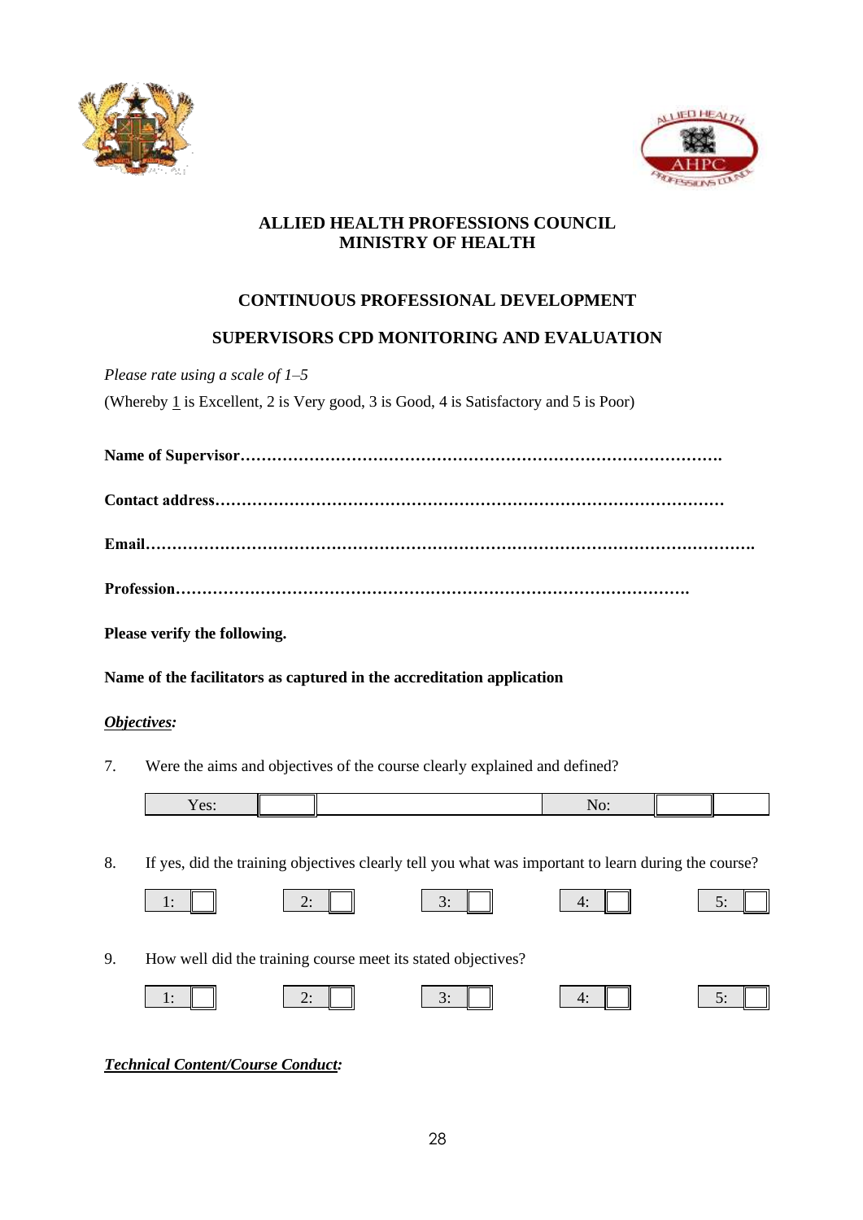**ALLIED HEALTH PROFESSIONS COUNCIL**
**MINISTRY OF HEALTH**

**CONTINUOUS PROFESSIONAL DEVELOPMENT**

**SUPERVISORS CPD MONITORING AND EVALUATION**

*Please rate using a scale of 1–5*

(Whereby 1 is Excellent, 2 is Very good, 3 is Good, 4 is Satisfactory and 5 is Poor)

**Name of Supervisor……………………………………………………………………………….**

**Contact address……………………………………………………………………………………**

**Email…………………………………………………………………………………………………….**

**Profession……………………………………………………………………………………….**

**Please verify the following.**

**Name of the facilitators as captured in the accreditation application**

***Objectives:***

7. Were the aims and objectives of the course clearly explained and defined?

| Yes: | | | No: | | |
|---|---|---|---|---|---|

8. If yes, did the training objectives clearly tell you what was important to learn during the course?

| 1: | | 2: | | 3: | | 4: | | 5: | |
|---|---|---|---|---|---|---|---|---|---|

9. How well did the training course meet its stated objectives?

| 1: | | 2: | | 3: | | 4: | | 5: | |
|---|---|---|---|---|---|---|---|---|---|

***Technical Content/Course Conduct:***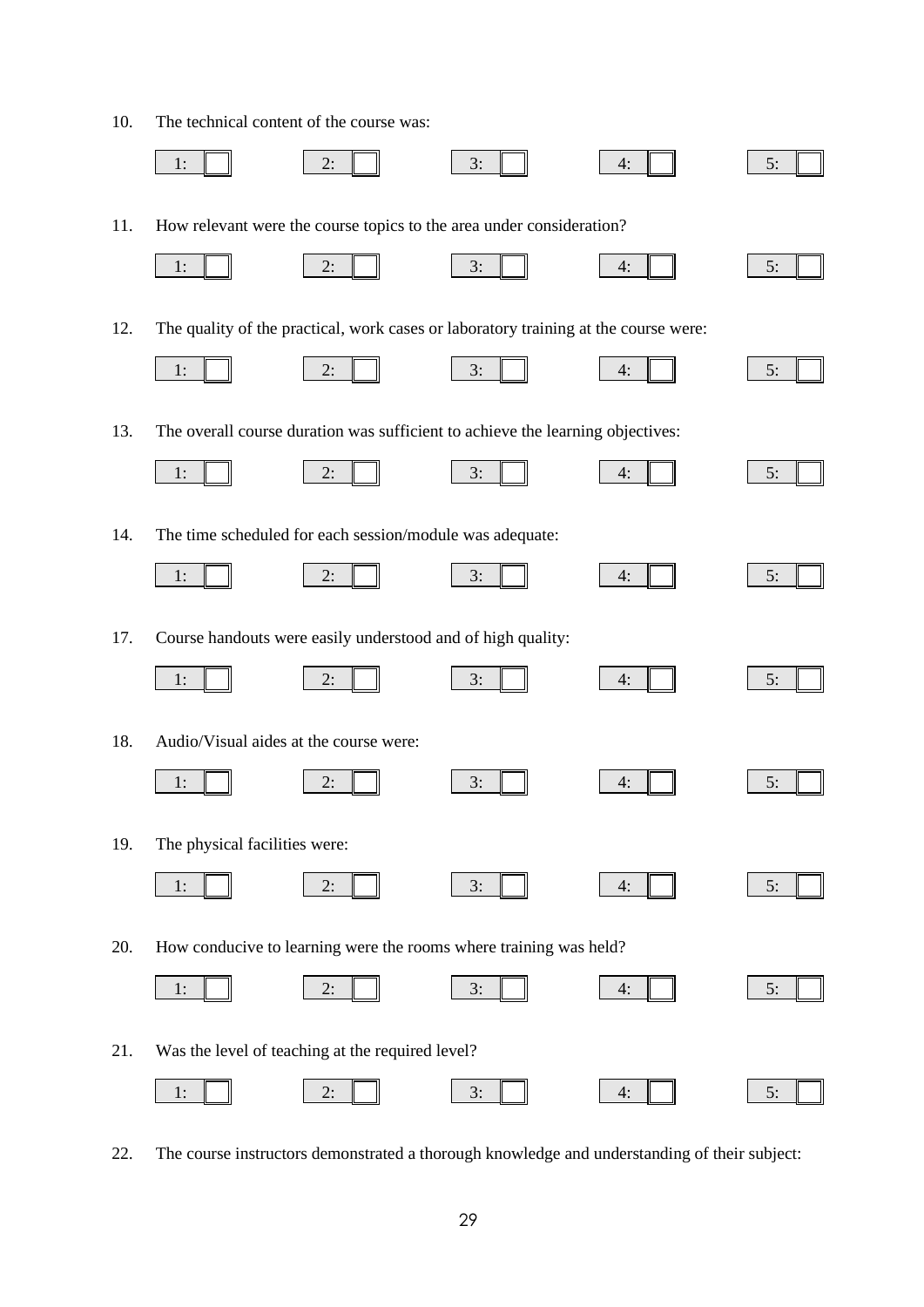10. The technical content of the course was:

1: ☐ 2: ☐ 3: ☐ 4: ☐ 5: ☐

11. How relevant were the course topics to the area under consideration?

1: ☐ 2: ☐ 3: ☐ 4: ☐ 5: ☐

12. The quality of the practical, work cases or laboratory training at the course were:

1: ☐ 2: ☐ 3: ☐ 4: ☐ 5: ☐

13. The overall course duration was sufficient to achieve the learning objectives:

1: ☐ 2: ☐ 3: ☐ 4: ☐ 5: ☐

14. The time scheduled for each session/module was adequate:

1: ☐ 2: ☐ 3: ☐ 4: ☐ 5: ☐

17. Course handouts were easily understood and of high quality:

1: ☐ 2: ☐ 3: ☐ 4: ☐ 5: ☐

18. Audio/Visual aides at the course were:

1: ☐ 2: ☐ 3: ☐ 4: ☐ 5: ☐

19. The physical facilities were:

1: ☐ 2: ☐ 3: ☐ 4: ☐ 5: ☐

20. How conducive to learning were the rooms where training was held?

1: ☐ 2: ☐ 3: ☐ 4: ☐ 5: ☐

21. Was the level of teaching at the required level?

1: ☐ 2: ☐ 3: ☐ 4: ☐ 5: ☐

22. The course instructors demonstrated a thorough knowledge and understanding of their subject: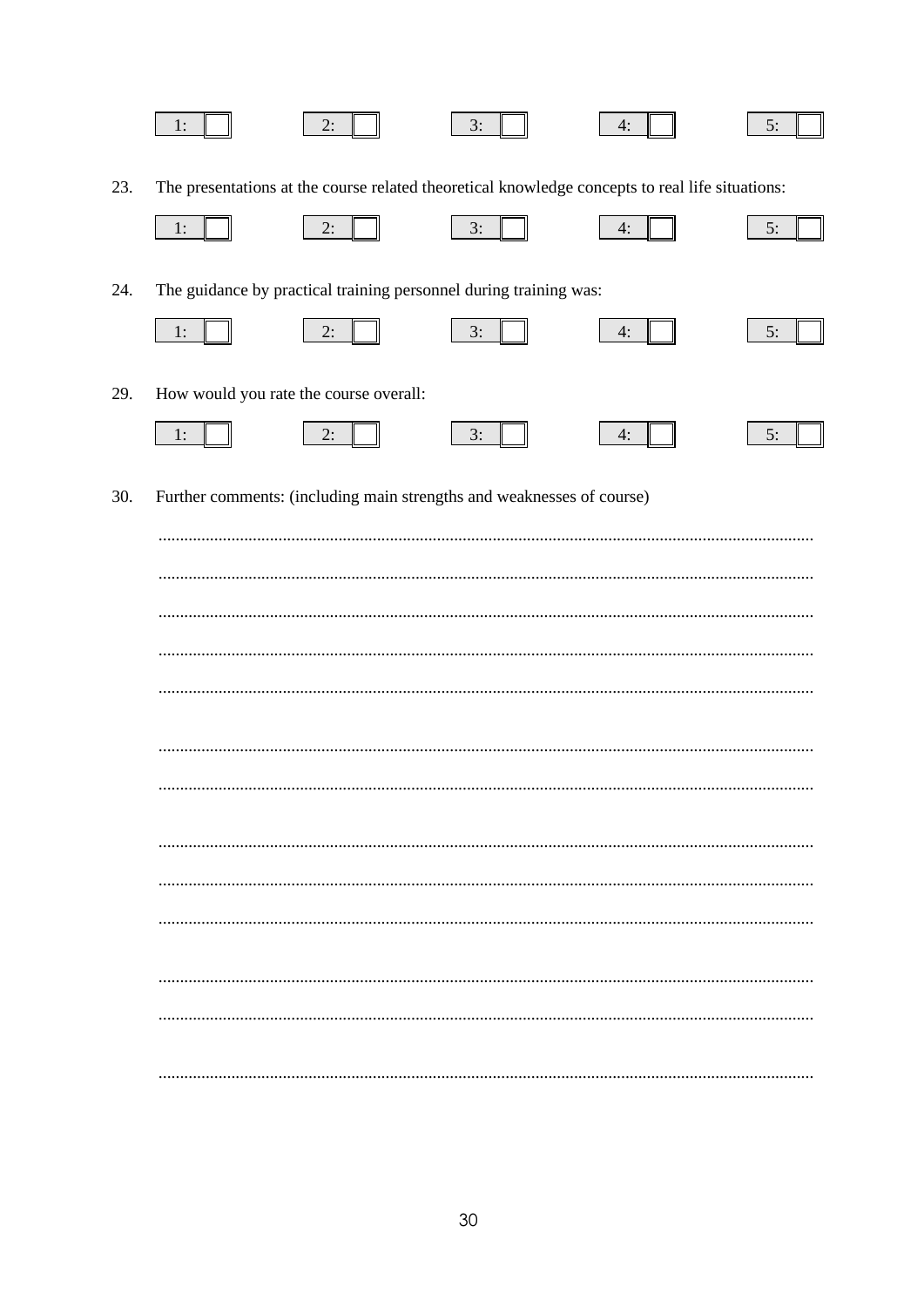1: ☐    2: ☐    3: ☐    4: ☐    5: ☐

23. The presentations at the course related theoretical knowledge concepts to real life situations:

1: ☐    2: ☐    3: ☐    4: ☐    5: ☐

24. The guidance by practical training personnel during training was:

1: ☐    2: ☐    3: ☐    4: ☐    5: ☐

29. How would you rate the course overall:

1: ☐    2: ☐    3: ☐    4: ☐    5: ☐

30. Further comments: (including main strengths and weaknesses of course)

........................................................................................................................................

........................................................................................................................................

........................................................................................................................................

........................................................................................................................................

........................................................................................................................................

........................................................................................................................................

........................................................................................................................................

........................................................................................................................................

........................................................................................................................................

........................................................................................................................................

........................................................................................................................................

........................................................................................................................................

........................................................................................................................................